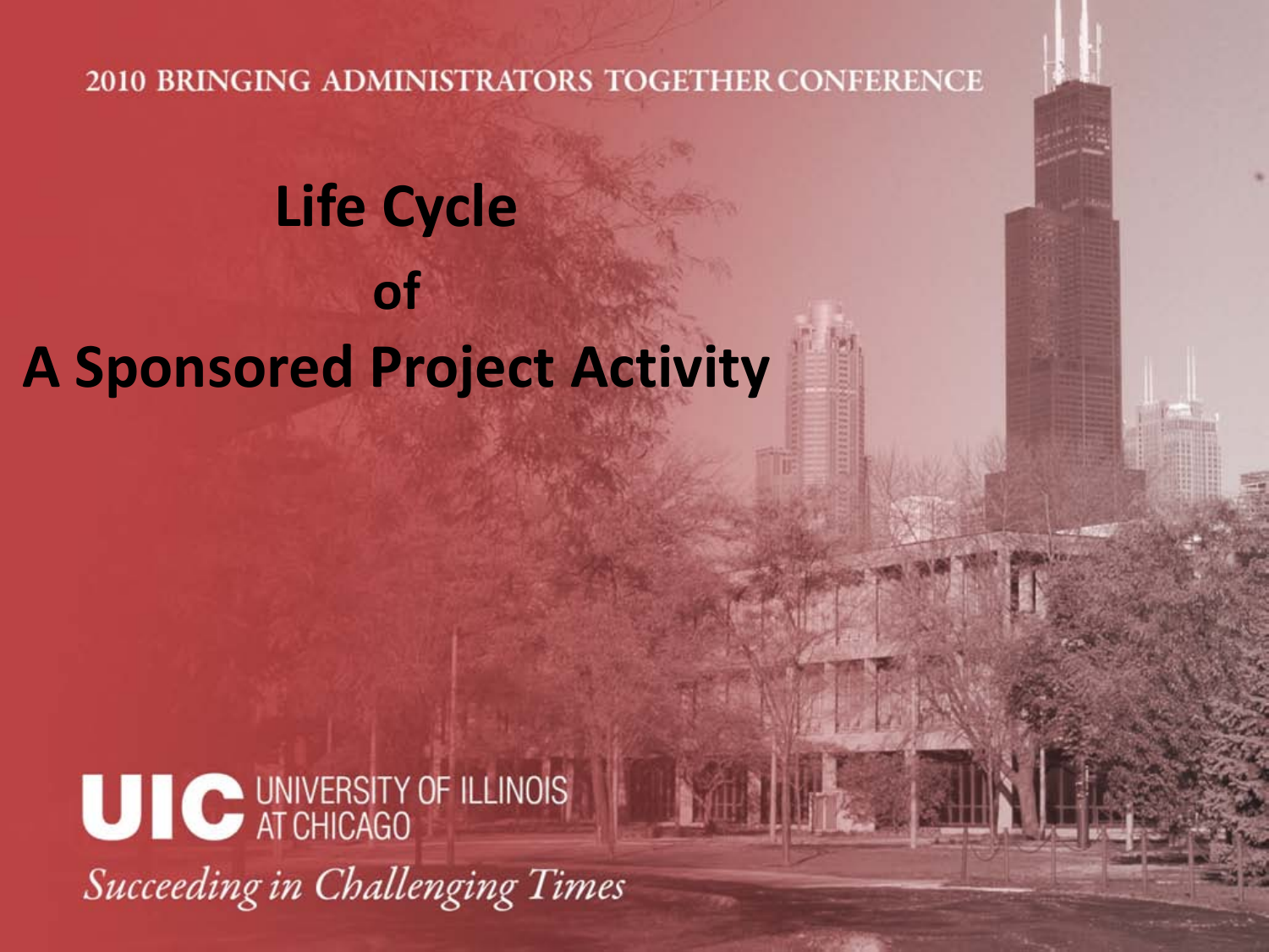2010 BRINGING ADMINISTRATORS TOGETHER CONFERENCE

# Life Cycle of A Sponsored Project Activity

UIC UNIVERSITY OF ILLINOIS AT CHICAGO

*Succeeding in Challenging Times*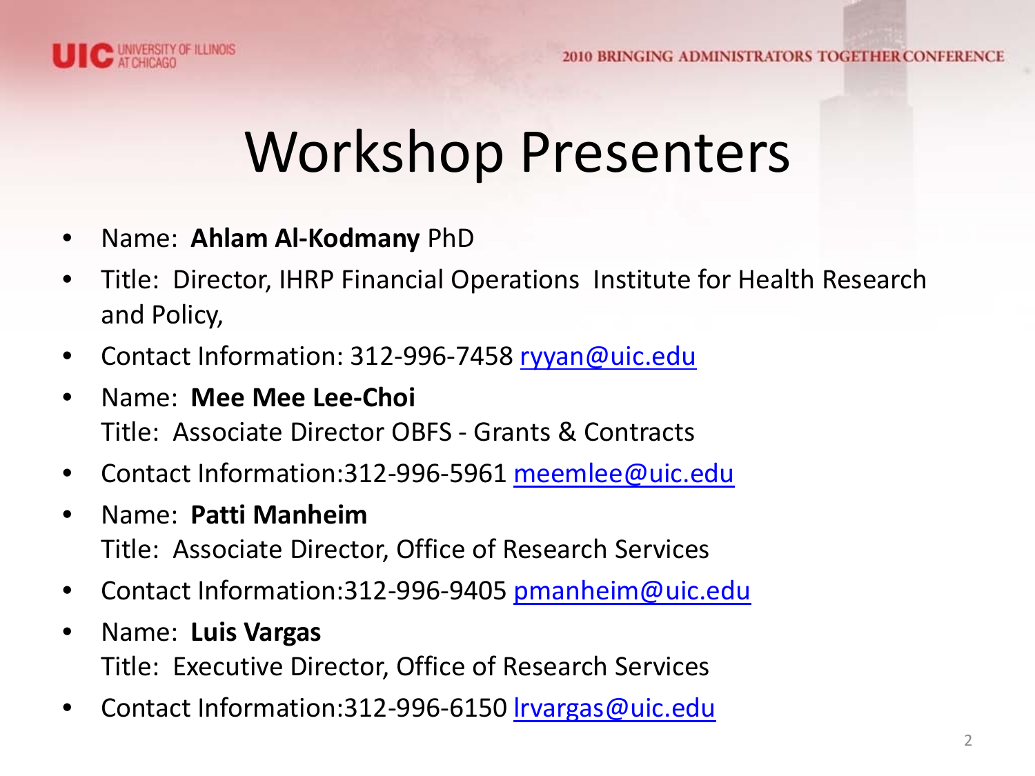# Workshop Presenters

- Name: **Ahlam Al-Kodmany** PhD
- Title: Director, IHRP Financial Operations Institute for Health Research and Policy,
- Contact Information: 312-996-7458 ryyan@uic.edu
- Name: **Mee Mee Lee-Choi**
  Title: Associate Director OBFS - Grants & Contracts
- Contact Information:312-996-5961 meemlee@uic.edu
- Name: **Patti Manheim**
  Title: Associate Director, Office of Research Services
- Contact Information:312-996-9405 pmanheim@uic.edu
- Name: **Luis Vargas**
  Title: Executive Director, Office of Research Services
- Contact Information:312-996-6150 lrvargas@uic.edu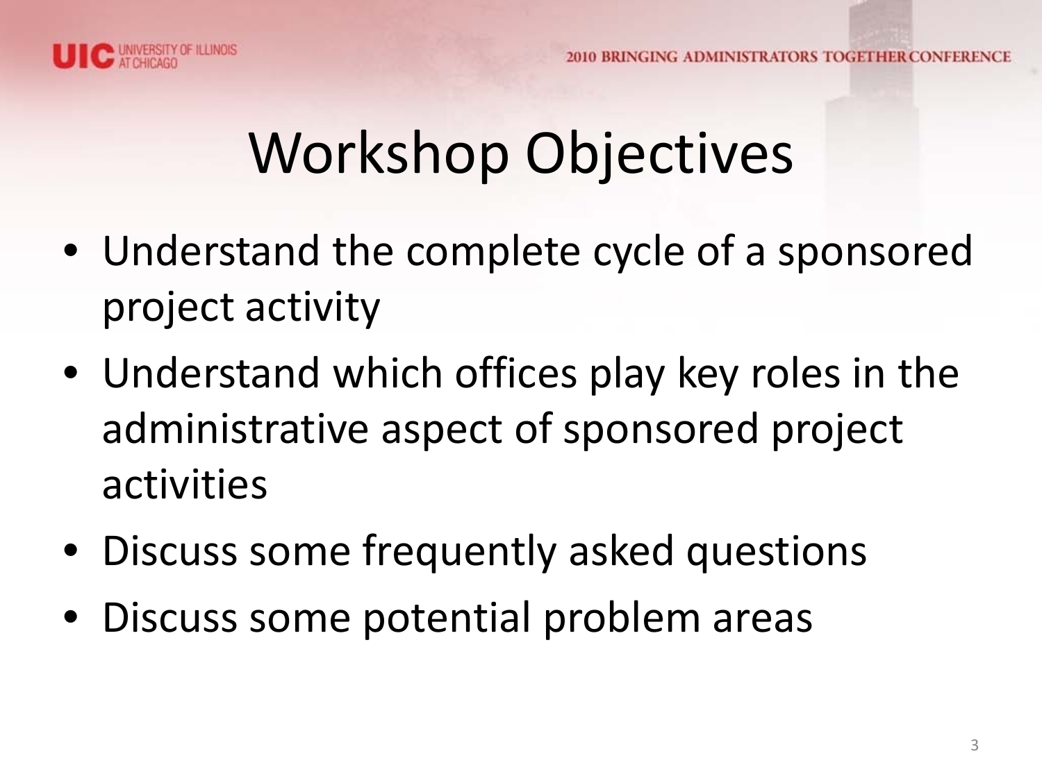# Workshop Objectives

- Understand the complete cycle of a sponsored project activity
- Understand which offices play key roles in the administrative aspect of sponsored project activities
- Discuss some frequently asked questions
- Discuss some potential problem areas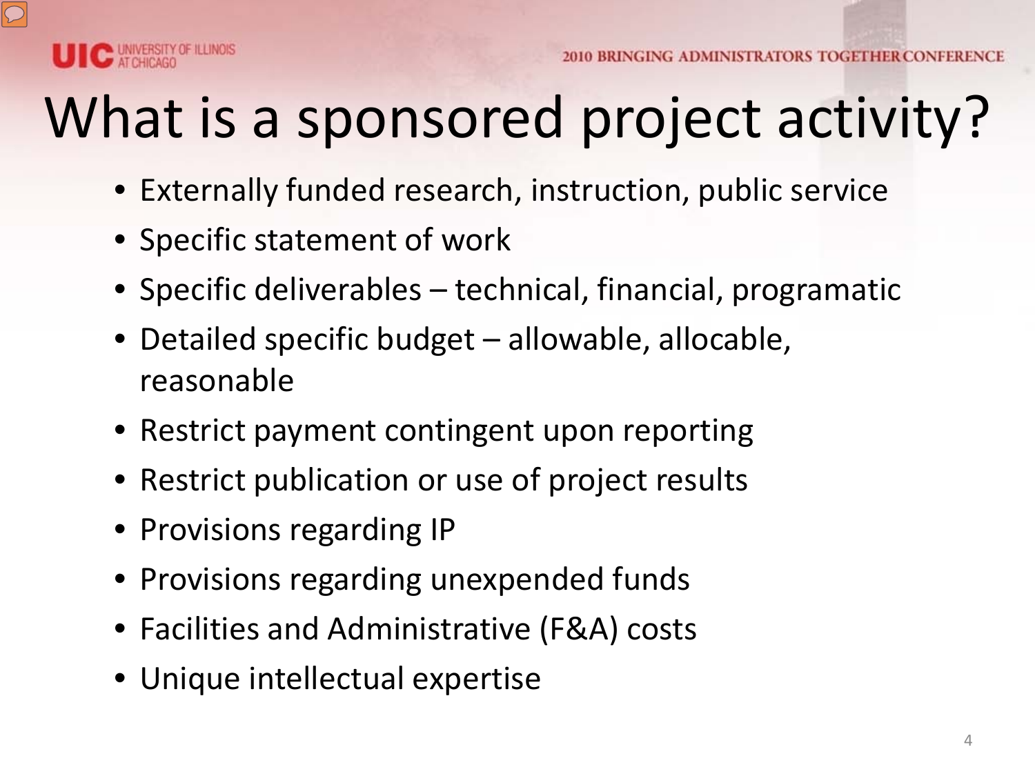# What is a sponsored project activity?

- Externally funded research, instruction, public service
- Specific statement of work
- Specific deliverables – technical, financial, programatic
- Detailed specific budget – allowable, allocable, reasonable
- Restrict payment contingent upon reporting
- Restrict publication or use of project results
- Provisions regarding IP
- Provisions regarding unexpended funds
- Facilities and Administrative (F&A) costs
- Unique intellectual expertise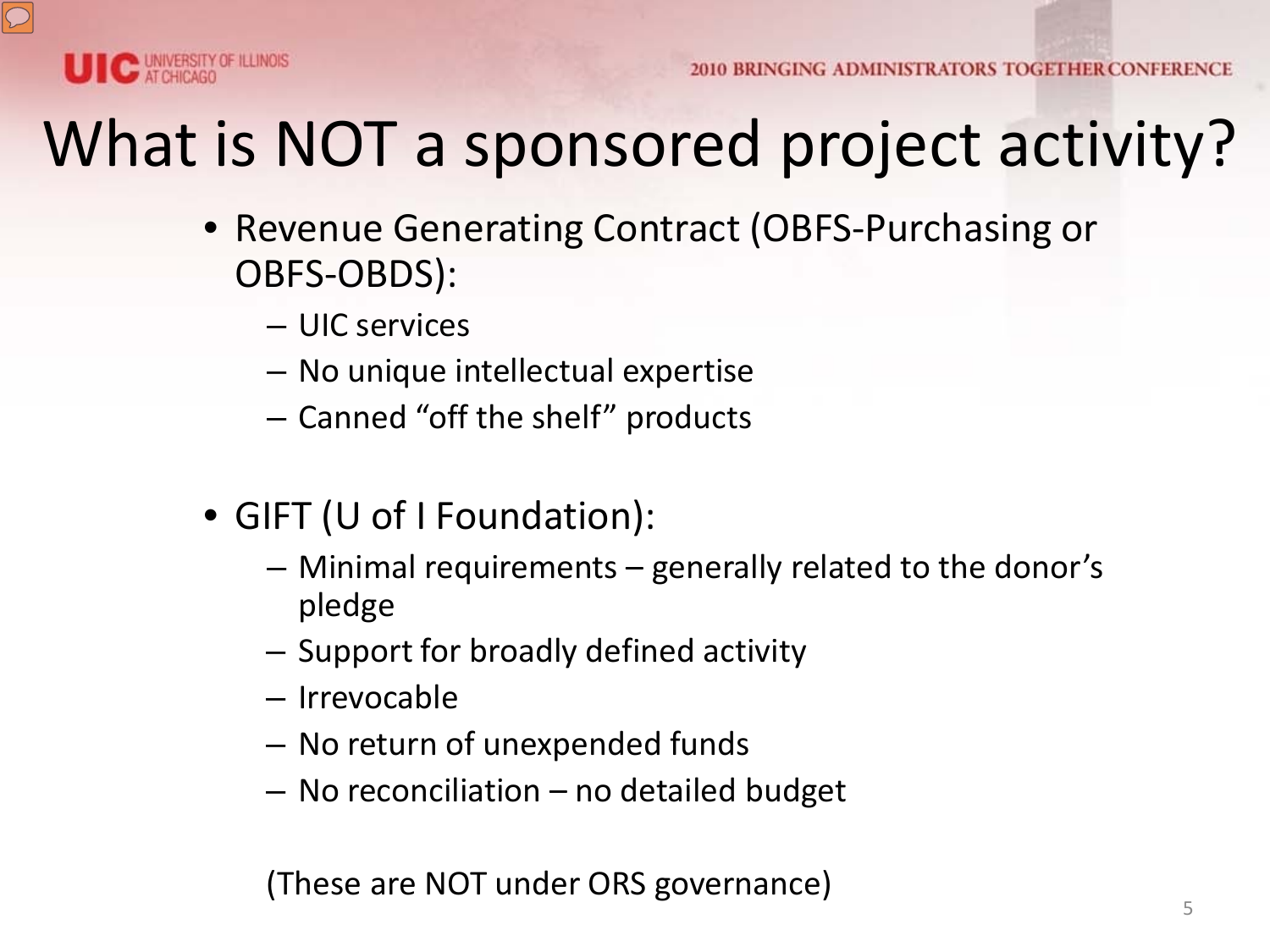# What is NOT a sponsored project activity?

- Revenue Generating Contract (OBFS-Purchasing or OBFS-OBDS):
  - UIC services
  - No unique intellectual expertise
  - Canned "off the shelf" products

- GIFT (U of I Foundation):
  - Minimal requirements – generally related to the donor's pledge
  - Support for broadly defined activity
  - Irrevocable
  - No return of unexpended funds
  - No reconciliation – no detailed budget

(These are NOT under ORS governance)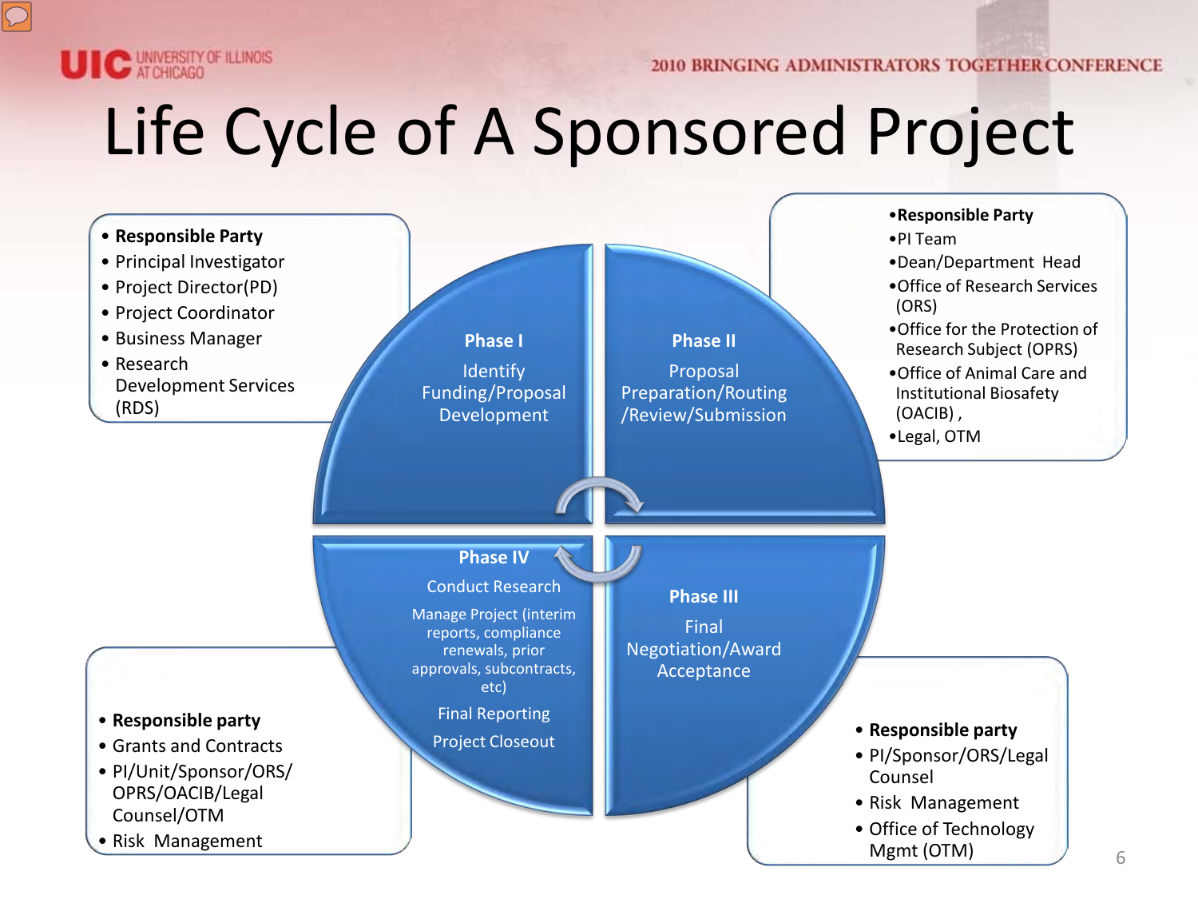# Life Cycle of A Sponsored Project

- **Responsible Party**
- Principal Investigator
- Project Director(PD)
- Project Coordinator
- Business Manager
- Research Development Services (RDS)

**Phase I**

Identify Funding/Proposal Development

**Phase II**

Proposal Preparation/Routing /Review/Submission

- **Responsible Party**
- PI Team
- Dean/Department Head
- Office of Research Services (ORS)
- Office for the Protection of Research Subject (OPRS)
- Office of Animal Care and Institutional Biosafety (OACIB) ,
- Legal, OTM

**Phase III**

Final Negotiation/Award Acceptance

- **Responsible party**
- PI/Sponsor/ORS/Legal Counsel
- Risk Management
- Office of Technology Mgmt (OTM)

**Phase IV**

Conduct Research

Manage Project (interim reports, compliance renewals, prior approvals, subcontracts, etc)

Final Reporting

Project Closeout

- **Responsible party**
- Grants and Contracts
- PI/Unit/Sponsor/ORS/ OPRS/OACIB/Legal Counsel/OTM
- Risk Management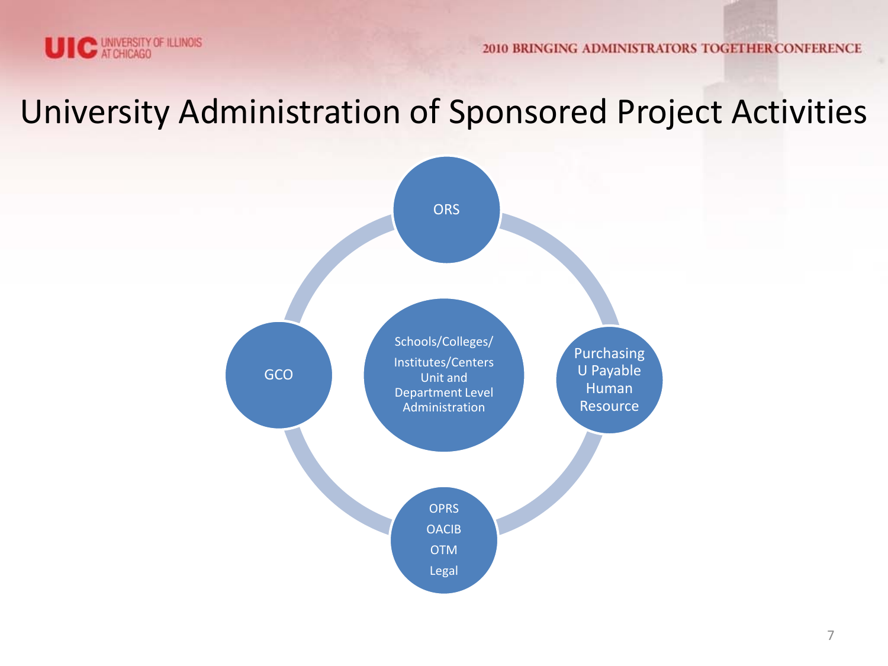# University Administration of Sponsored Project Activities

- ORS
- Purchasing
  U Payable
  Human
  Resource
- OPRS
  OACIB
  OTM
  Legal
- GCO
- Schools/Colleges/
  Institutes/Centers
  Unit and
  Department Level
  Administration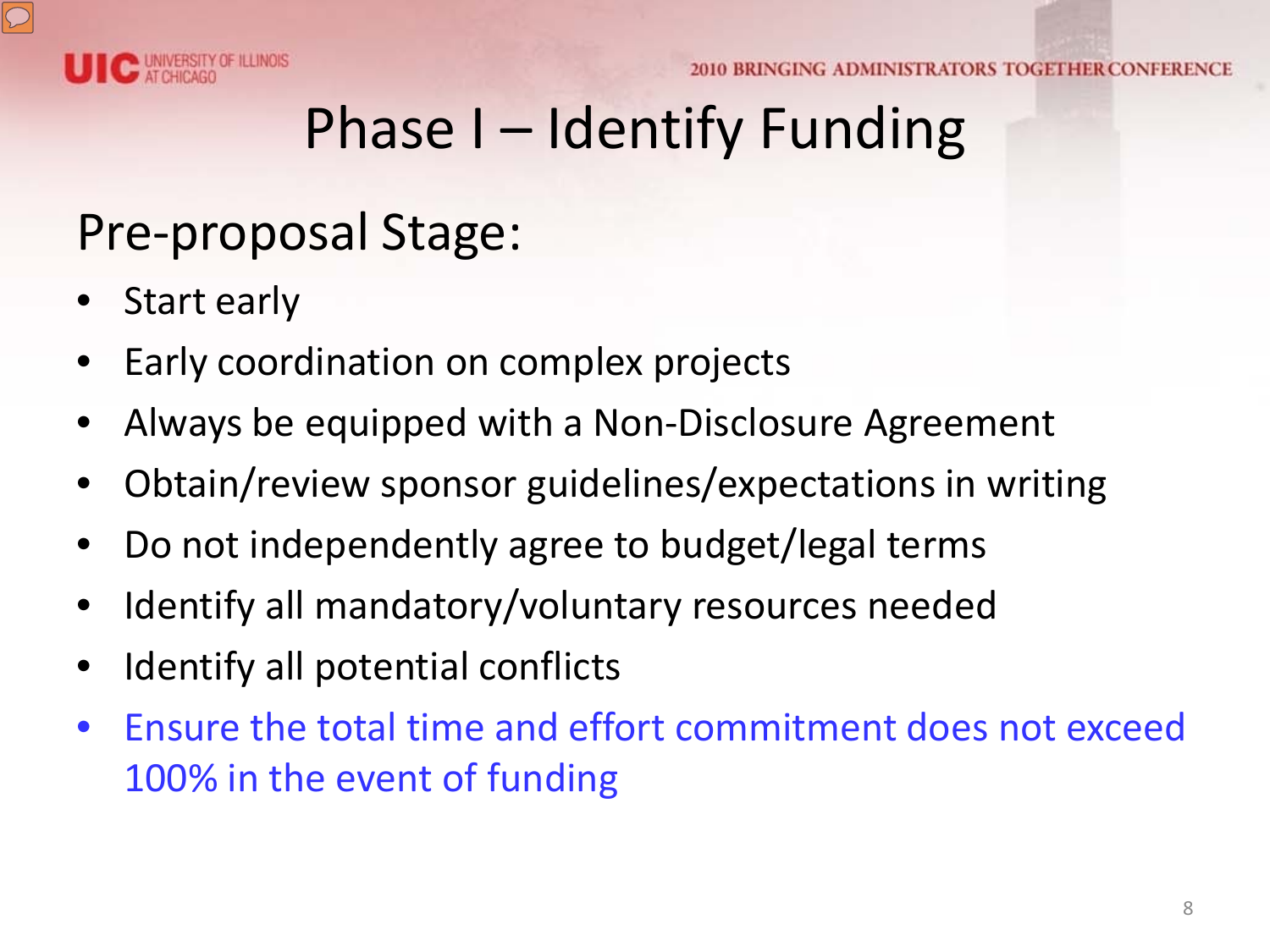# Phase I – Identify Funding

## Pre-proposal Stage:

- Start early
- Early coordination on complex projects
- Always be equipped with a Non-Disclosure Agreement
- Obtain/review sponsor guidelines/expectations in writing
- Do not independently agree to budget/legal terms
- Identify all mandatory/voluntary resources needed
- Identify all potential conflicts
- Ensure the total time and effort commitment does not exceed 100% in the event of funding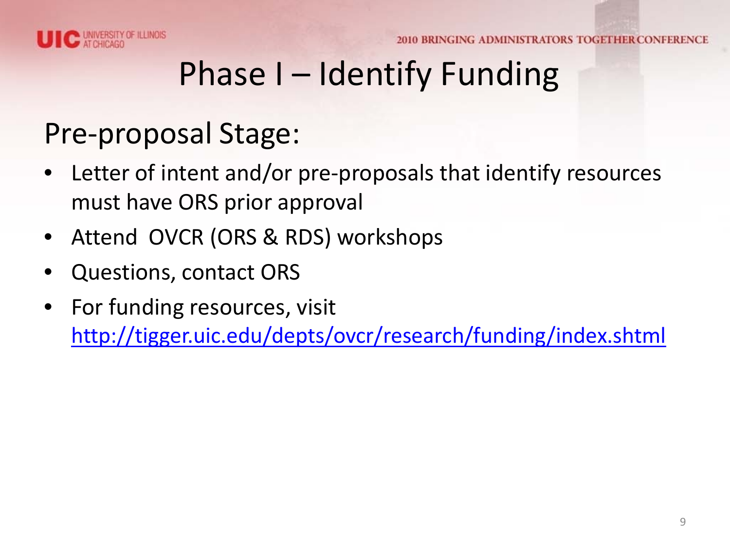# Phase I – Identify Funding

## Pre-proposal Stage:

- Letter of intent and/or pre-proposals that identify resources must have ORS prior approval
- Attend OVCR (ORS & RDS) workshops
- Questions, contact ORS
- For funding resources, visit http://tigger.uic.edu/depts/ovcr/research/funding/index.shtml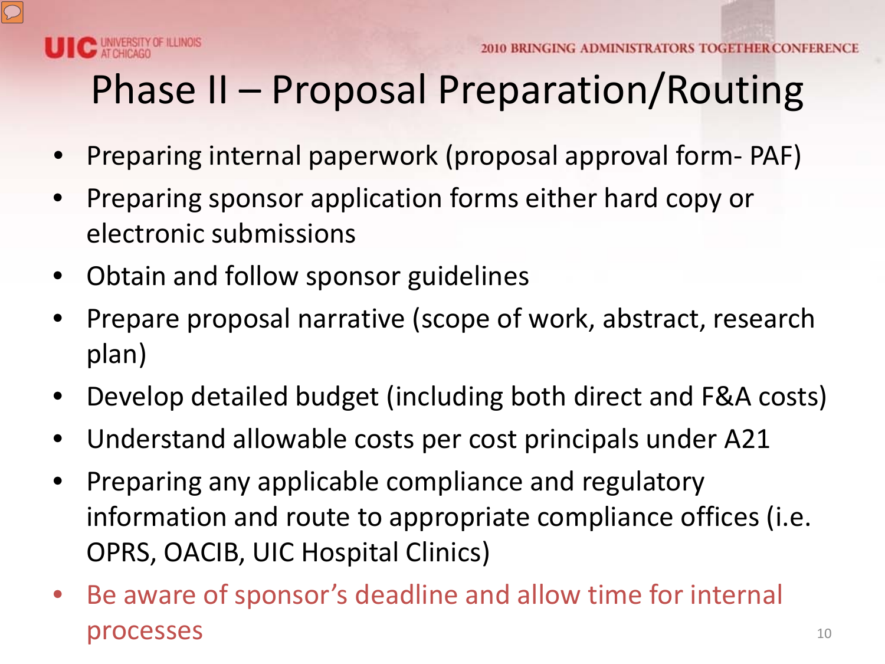# Phase II – Proposal Preparation/Routing

- Preparing internal paperwork (proposal approval form- PAF)
- Preparing sponsor application forms either hard copy or electronic submissions
- Obtain and follow sponsor guidelines
- Prepare proposal narrative (scope of work, abstract, research plan)
- Develop detailed budget (including both direct and F&A costs)
- Understand allowable costs per cost principals under A21
- Preparing any applicable compliance and regulatory information and route to appropriate compliance offices (i.e. OPRS, OACIB, UIC Hospital Clinics)
- Be aware of sponsor's deadline and allow time for internal processes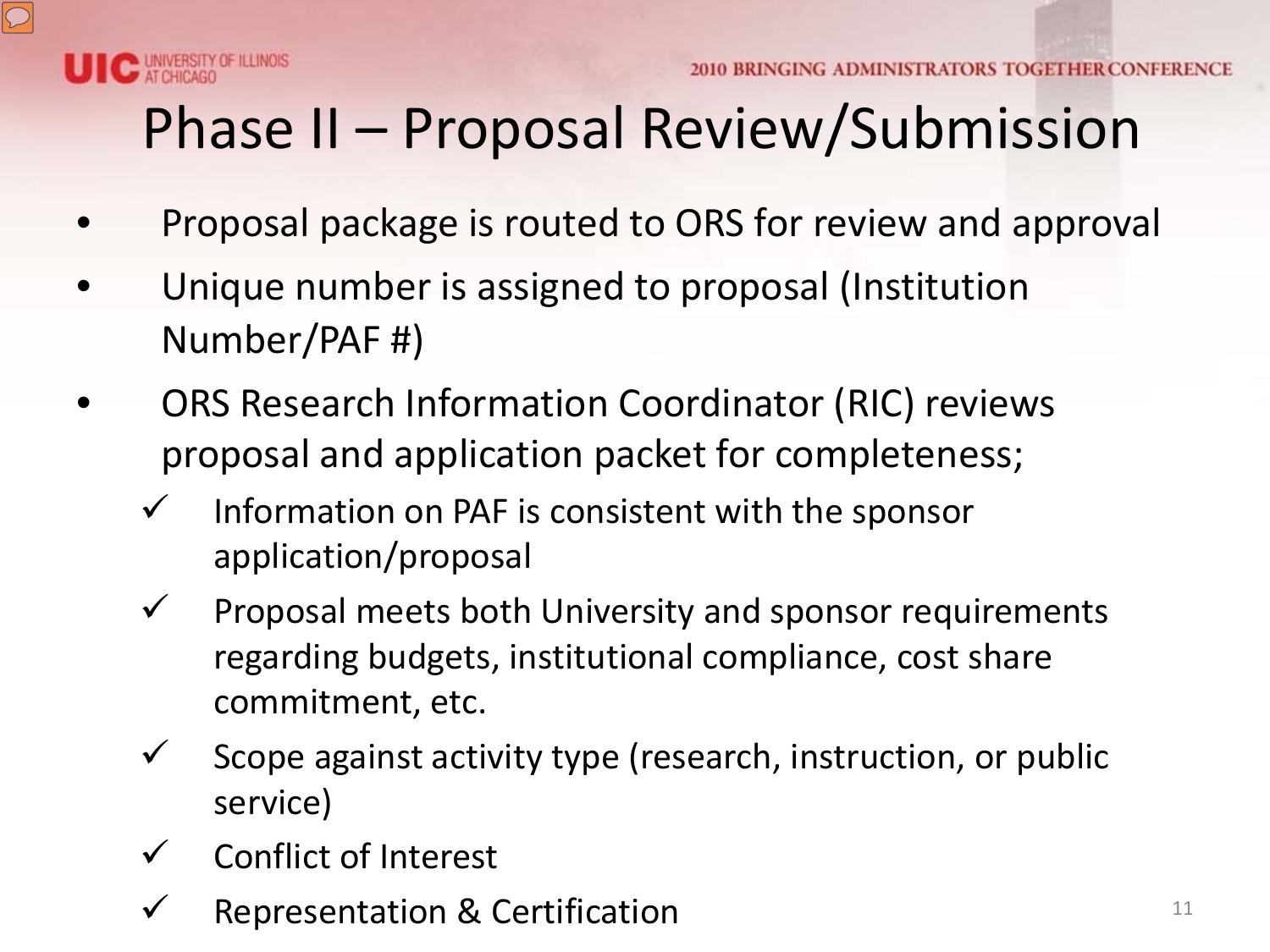# Phase II – Proposal Review/Submission

- Proposal package is routed to ORS for review and approval
- Unique number is assigned to proposal (Institution Number/PAF #)
- ORS Research Information Coordinator (RIC) reviews proposal and application packet for completeness;
  - ✓ Information on PAF is consistent with the sponsor application/proposal
  - ✓ Proposal meets both University and sponsor requirements regarding budgets, institutional compliance, cost share commitment, etc.
  - ✓ Scope against activity type (research, instruction, or public service)
  - ✓ Conflict of Interest
  - ✓ Representation & Certification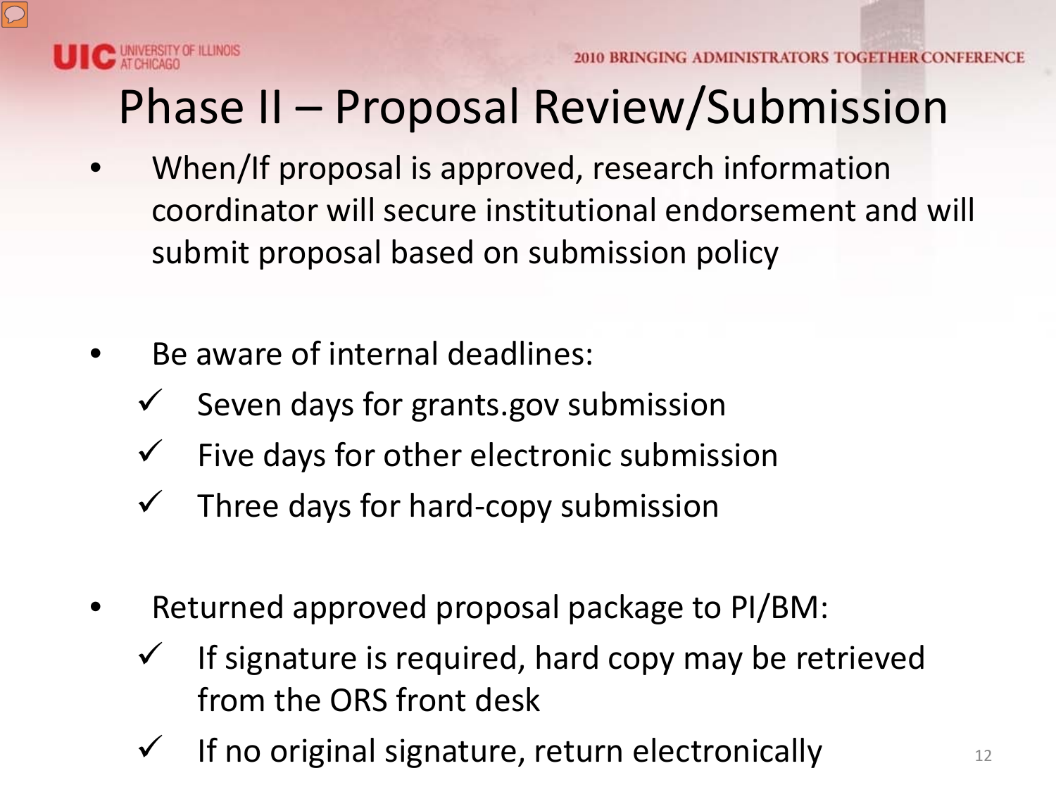# Phase II – Proposal Review/Submission

- When/If proposal is approved, research information coordinator will secure institutional endorsement and will submit proposal based on submission policy

- Be aware of internal deadlines:
  - ✓ Seven days for grants.gov submission
  - ✓ Five days for other electronic submission
  - ✓ Three days for hard-copy submission

- Returned approved proposal package to PI/BM:
  - ✓ If signature is required, hard copy may be retrieved from the ORS front desk
  - ✓ If no original signature, return electronically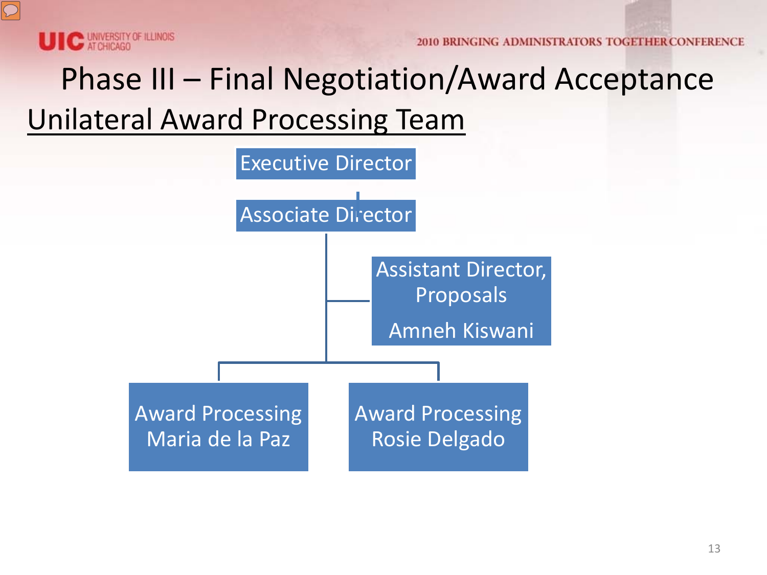# Phase III – Final Negotiation/Award Acceptance

## Unilateral Award Processing Team

- Executive Director
  - Associate Director
    - Assistant Director, Proposals
      
      Amneh Kiswani
    - Award Processing
      
      Maria de la Paz
    - Award Processing
      
      Rosie Delgado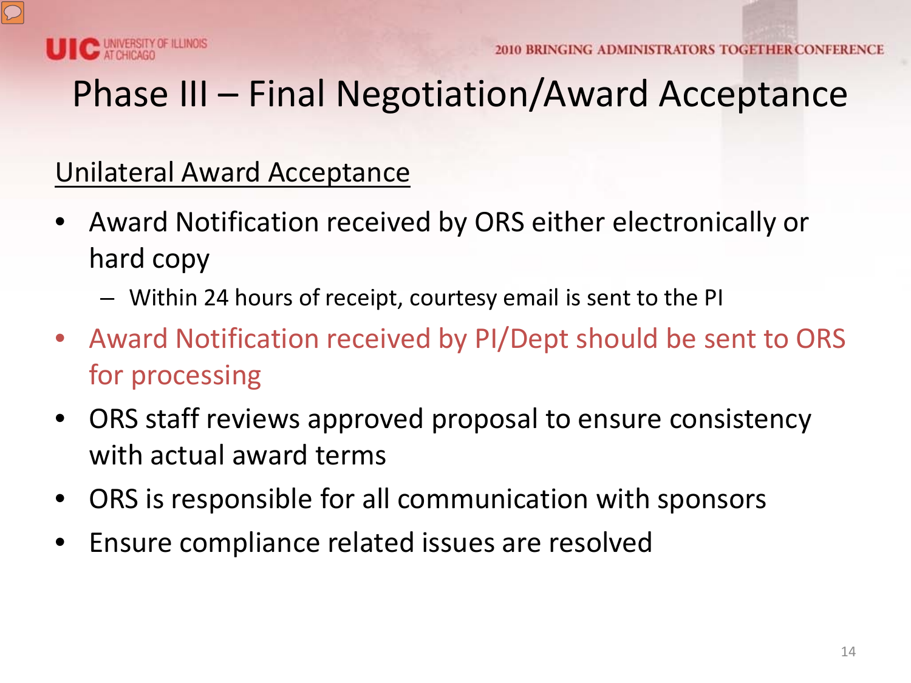# Phase III – Final Negotiation/Award Acceptance

Unilateral Award Acceptance

- Award Notification received by ORS either electronically or hard copy
  - Within 24 hours of receipt, courtesy email is sent to the PI
- Award Notification received by PI/Dept should be sent to ORS for processing
- ORS staff reviews approved proposal to ensure consistency with actual award terms
- ORS is responsible for all communication with sponsors
- Ensure compliance related issues are resolved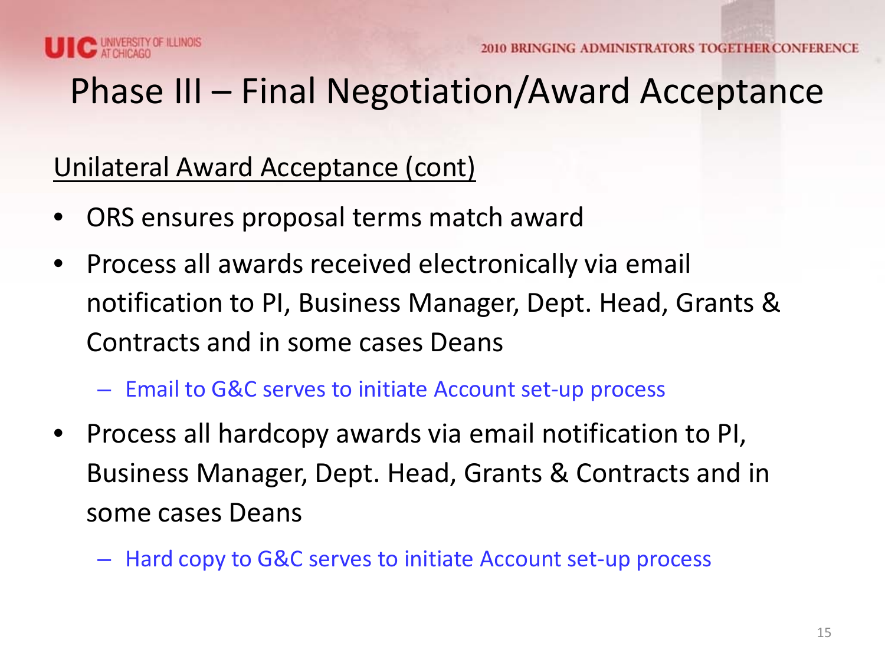# Phase III – Final Negotiation/Award Acceptance

<u>Unilateral Award Acceptance (cont)</u>

- ORS ensures proposal terms match award
- Process all awards received electronically via email notification to PI, Business Manager, Dept. Head, Grants & Contracts and in some cases Deans
  - Email to G&C serves to initiate Account set-up process
- Process all hardcopy awards via email notification to PI, Business Manager, Dept. Head, Grants & Contracts and in some cases Deans
  - Hard copy to G&C serves to initiate Account set-up process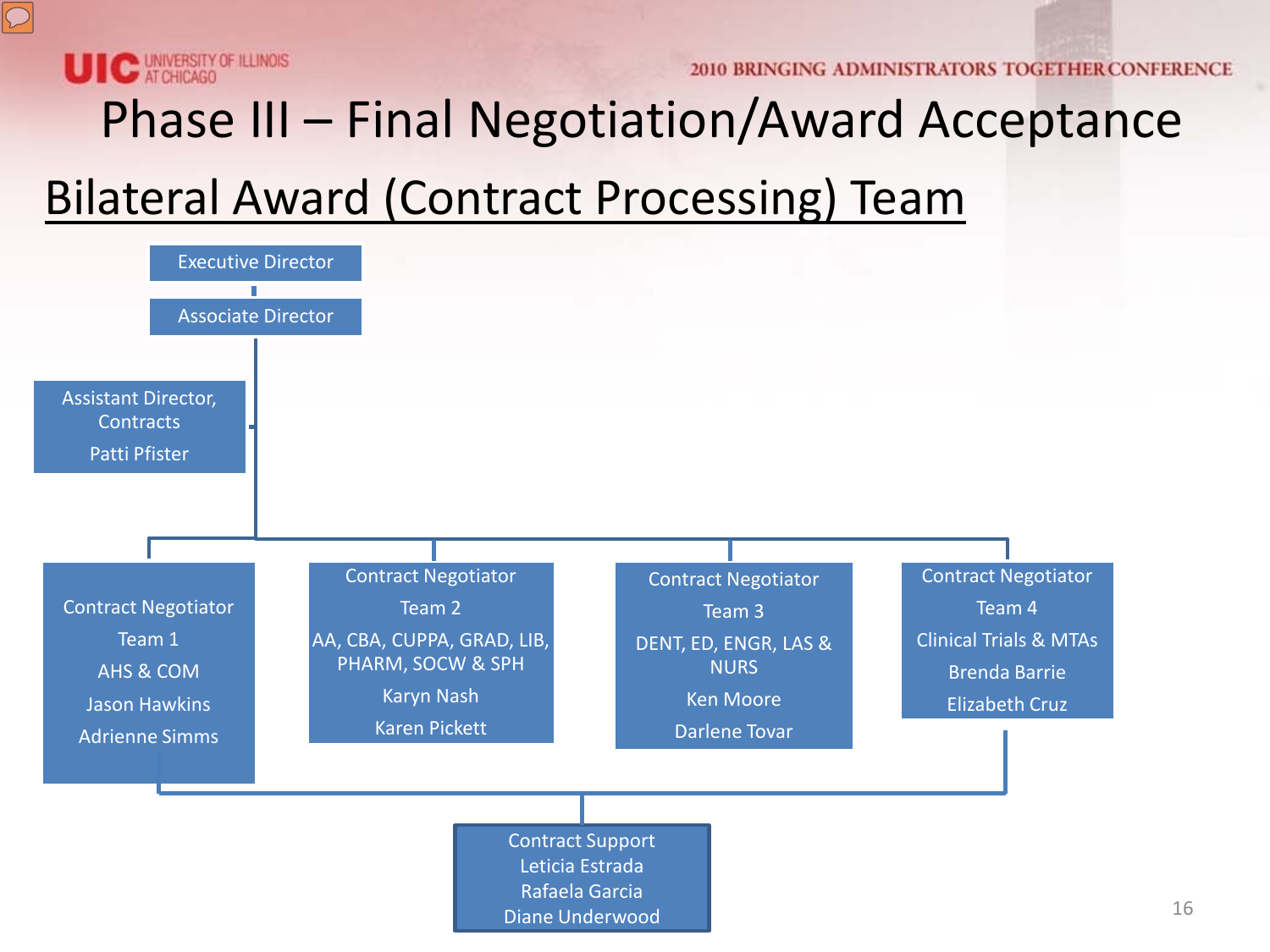# Phase III – Final Negotiation/Award Acceptance

## Bilateral Award (Contract Processing) Team

- Executive Director
  - Associate Director
    - Assistant Director, Contracts
      Patti Pfister
    - Contract Negotiator Team 1
      AHS & COM
      Jason Hawkins
      Adrienne Simms
    - Contract Negotiator Team 2
      AA, CBA, CUPPA, GRAD, LIB, PHARM, SOCW & SPH
      Karyn Nash
      Karen Pickett
    - Contract Negotiator Team 3
      DENT, ED, ENGR, LAS & NURS
      Ken Moore
      Darlene Tovar
    - Contract Negotiator Team 4
      Clinical Trials & MTAs
      Brenda Barrie
      Elizabeth Cruz
      - Contract Support
        Leticia Estrada
        Rafaela Garcia
        Diane Underwood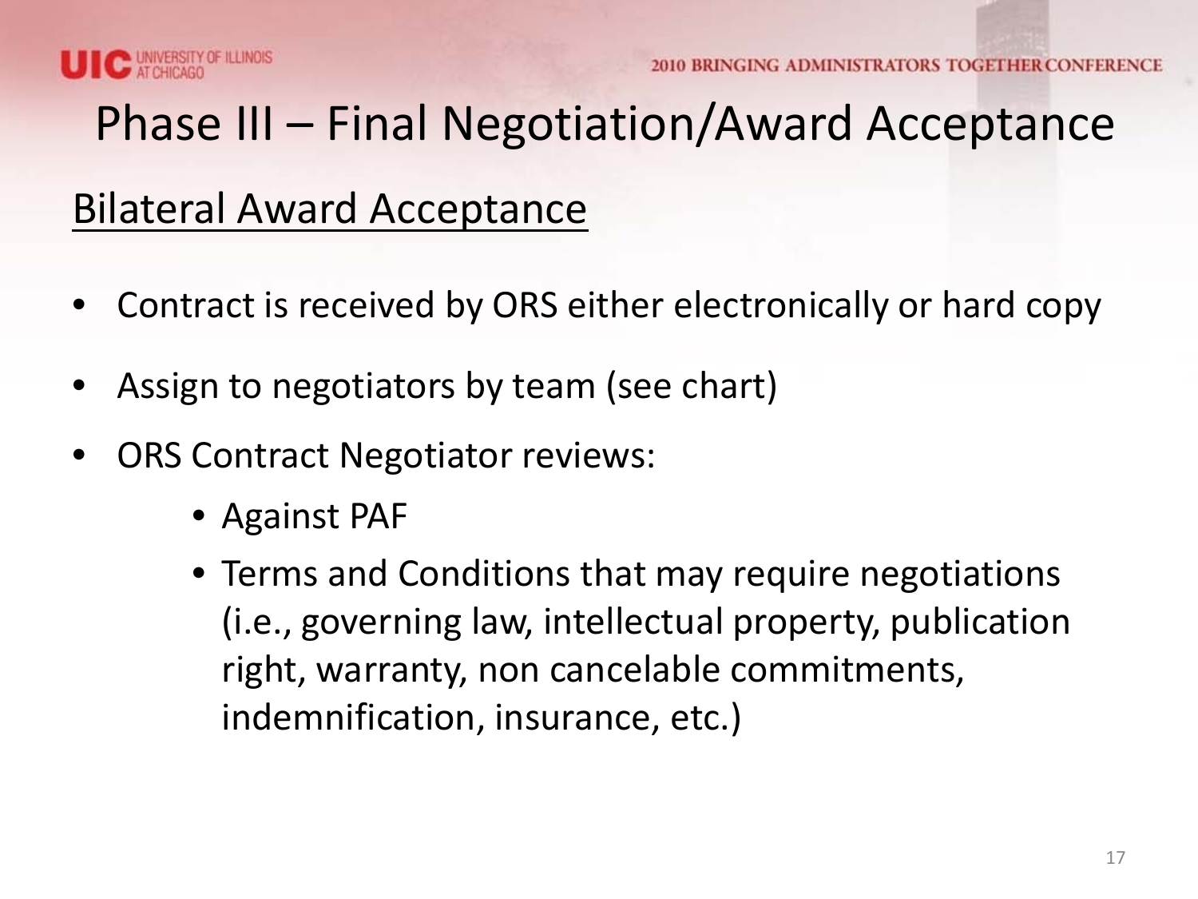# Phase III – Final Negotiation/Award Acceptance

## Bilateral Award Acceptance

- Contract is received by ORS either electronically or hard copy
- Assign to negotiators by team (see chart)
- ORS Contract Negotiator reviews:
  - Against PAF
  - Terms and Conditions that may require negotiations (i.e., governing law, intellectual property, publication right, warranty, non cancelable commitments, indemnification, insurance, etc.)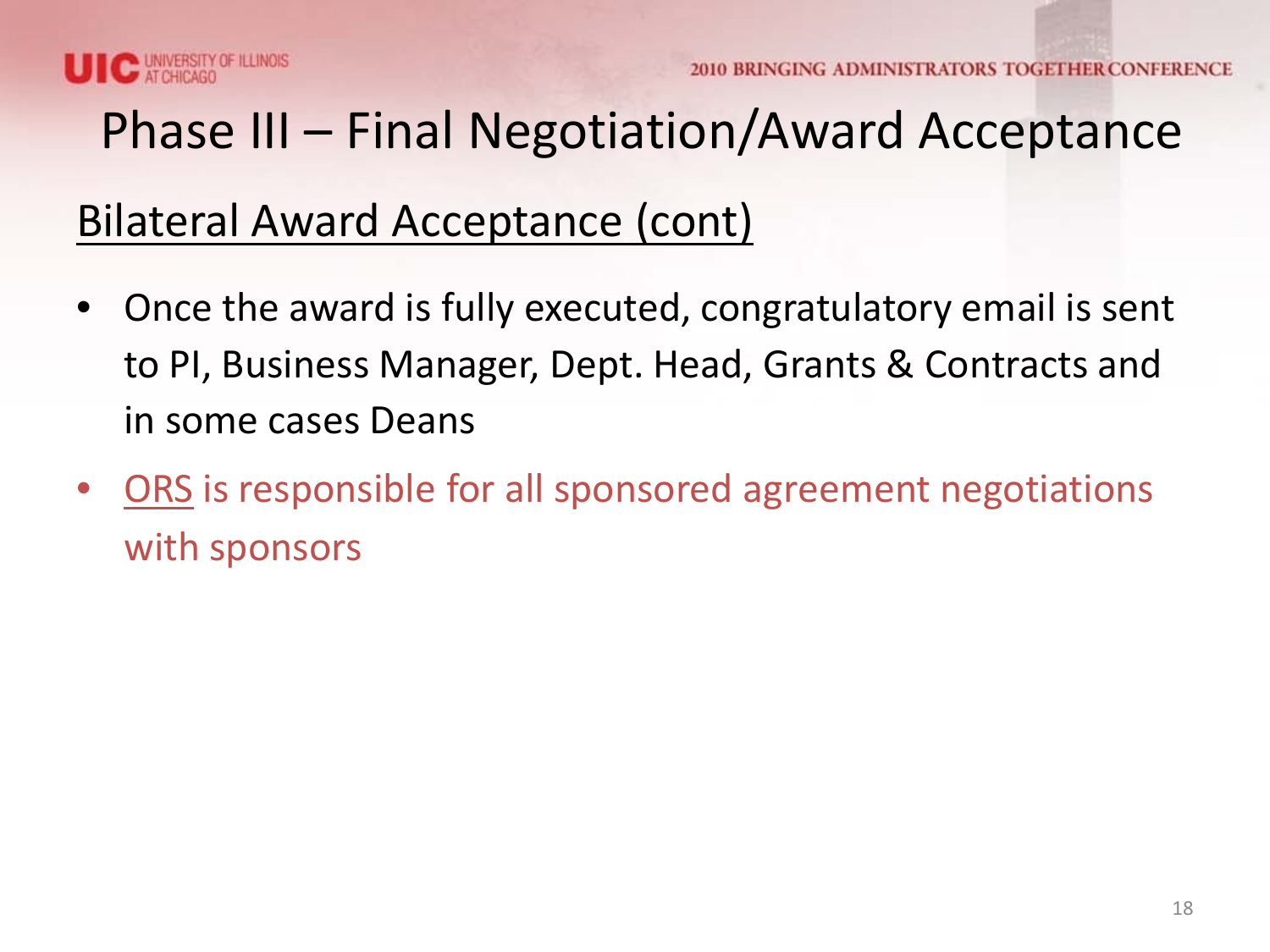# Phase III – Final Negotiation/Award Acceptance

## Bilateral Award Acceptance (cont)

- Once the award is fully executed, congratulatory email is sent to PI, Business Manager, Dept. Head, Grants & Contracts and in some cases Deans
- ORS is responsible for all sponsored agreement negotiations with sponsors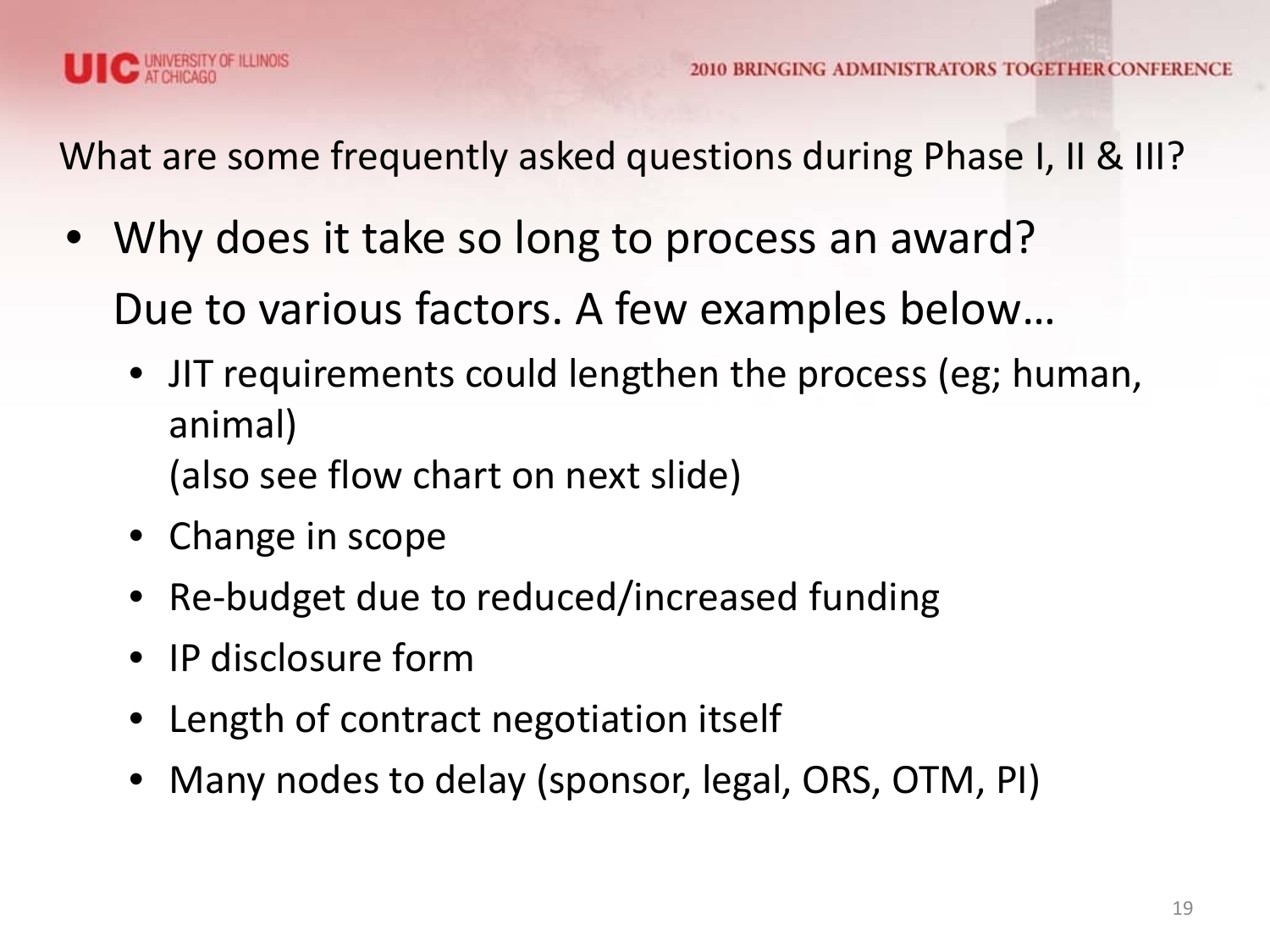## What are some frequently asked questions during Phase I, II & III?

- Why does it take so long to process an award?

  Due to various factors. A few examples below…

  - JIT requirements could lengthen the process (eg; human, animal)
    (also see flow chart on next slide)
  - Change in scope
  - Re-budget due to reduced/increased funding
  - IP disclosure form
  - Length of contract negotiation itself
  - Many nodes to delay (sponsor, legal, ORS, OTM, PI)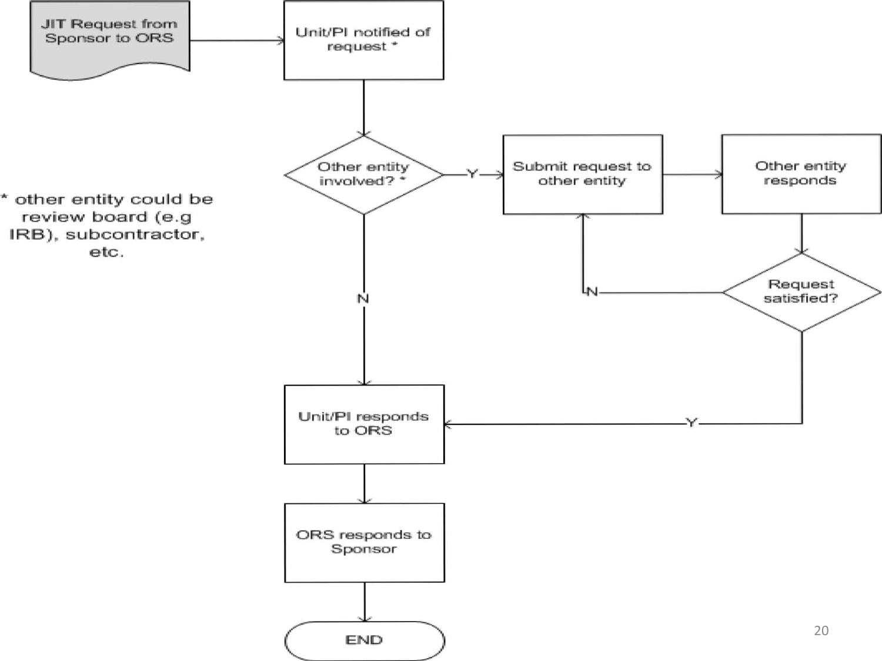JIT Request from Sponsor to ORS

Unit/PI notified of request *

Other entity involved? *

Y → Submit request to other entity

Other entity responds

Request satisfied?

N → Submit request to other entity

Y → Unit/PI responds to ORS

N → Unit/PI responds to ORS

Unit/PI responds to ORS

ORS responds to Sponsor

END

* other entity could be review board (e.g IRB), subcontractor, etc.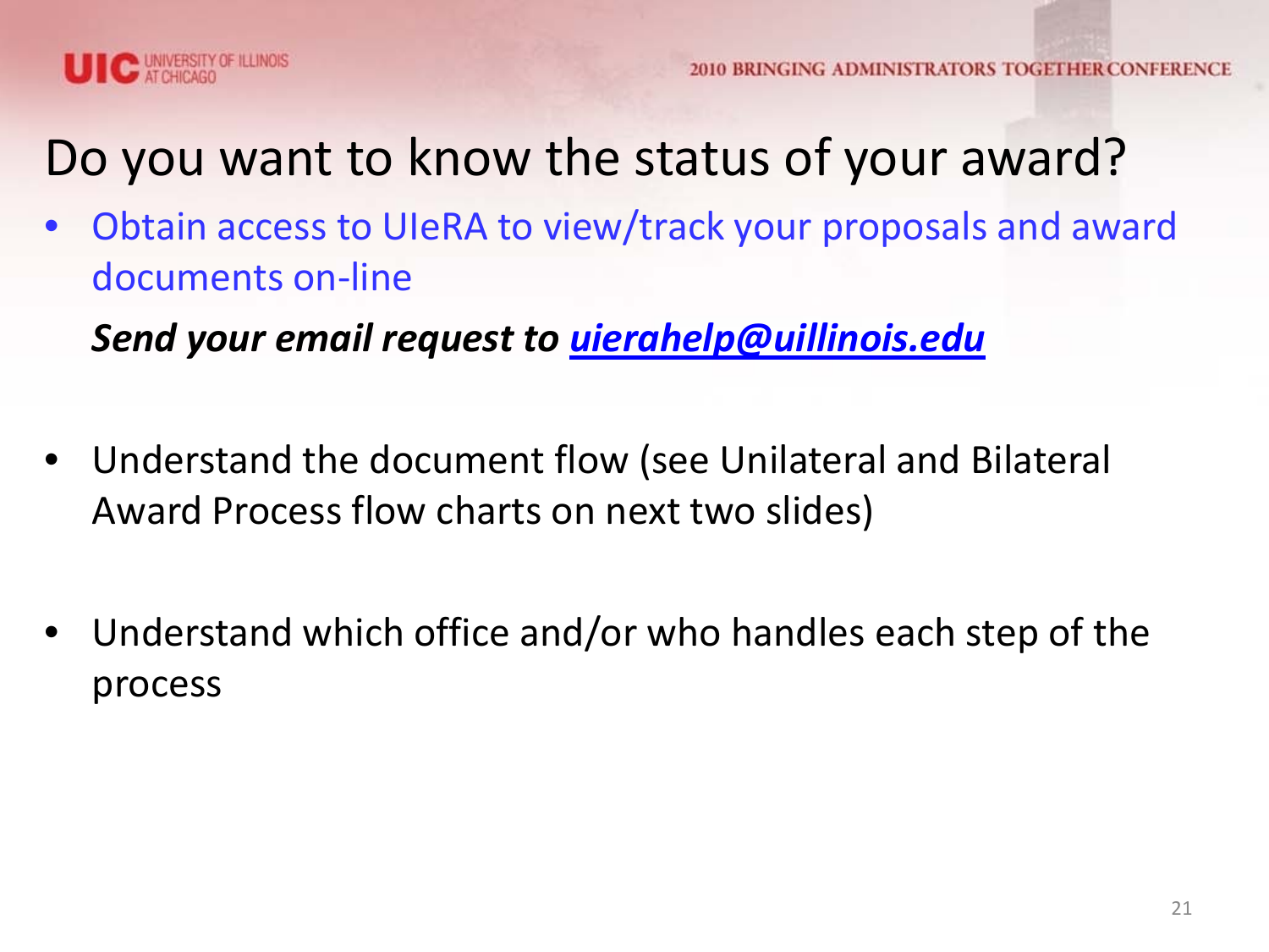# Do you want to know the status of your award?

- Obtain access to UIeRA to view/track your proposals and award documents on-line

  ***Send your email request to [uierahelp@uillinois.edu](mailto:uierahelp@uillinois.edu)***

- Understand the document flow (see Unilateral and Bilateral Award Process flow charts on next two slides)

- Understand which office and/or who handles each step of the process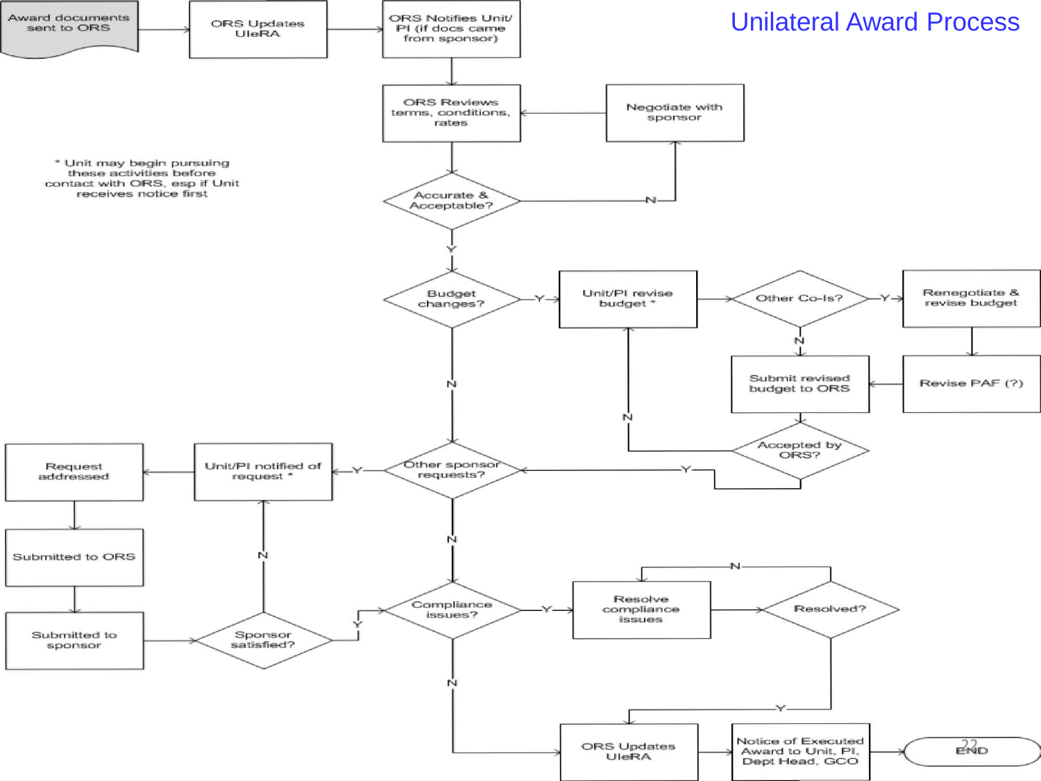# Unilateral Award Process

Award documents sent to ORS

ORS Updates UIeRA

ORS Notifies Unit/ PI (if docs came from sponsor)

ORS Reviews terms, conditions, rates

Negotiate with sponsor

\* Unit may begin pursuing these activities before contact with ORS, esp if Unit receives notice first

Accurate & Acceptable?

N

Y

Budget changes?

Y

Unit/PI revise budget \*

Other Co-Is?

Y

Renegotiate & revise budget

N

Submit revised budget to ORS

Revise PAF (?)

N

Accepted by ORS?

N

Y

Request addressed

Unit/PI notified of request \*

Y

Other sponsor requests?

Submitted to ORS

N

N

Submitted to sponsor

Sponsor satisfied?

Y

Compliance issues?

Y

Resolve compliance issues

Resolved?

N

N

Y

ORS Updates UIeRA

Notice of Executed Award to Unit, PI, Dept Head, GCO

END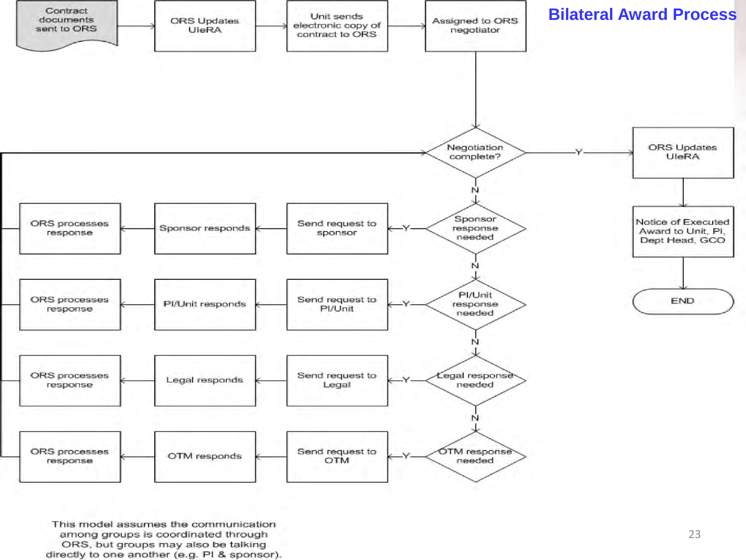# Bilateral Award Process

Contract documents sent to ORS → ORS Updates UIeRA → Unit sends electronic copy of contract to ORS → Assigned to ORS negotiator

Negotiation complete?
- Y → ORS Updates UIeRA → Notice of Executed Award to Unit, PI, Dept Head, GCO → END
- N → Sponsor response needed
  - Y → Send request to sponsor → Sponsor responds → ORS processes response → (return to Negotiation complete?)
  - N → PI/Unit response needed
    - Y → Send request to PI/Unit → PI/Unit responds → ORS processes response → (return to Negotiation complete?)
    - N → Legal response needed
      - Y → Send request to Legal → Legal responds → ORS processes response → (return to Negotiation complete?)
      - N → OTM response needed
        - Y → Send request to OTM → OTM responds → ORS processes response → (return to Negotiation complete?)

This model assumes the communication among groups is coordinated through ORS, but groups may also be talking directly to one another (e.g. PI & sponsor).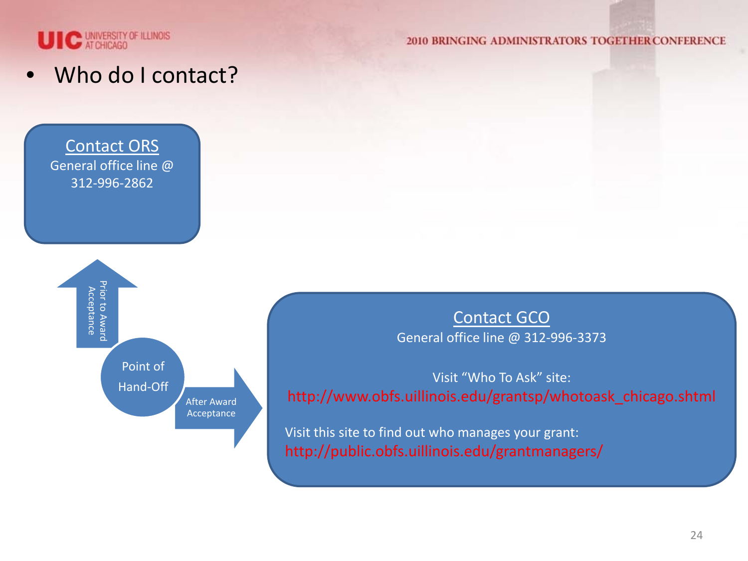- Who do I contact?

**Contact ORS**

General office line @ 312-996-2862

Prior to Award Acceptance

Point of Hand-Off

After Award Acceptance

**Contact GCO**

General office line @ 312-996-3373

Visit "Who To Ask" site:
http://www.obfs.uillinois.edu/grantsp/whotoask_chicago.shtml

Visit this site to find out who manages your grant:
http://public.obfs.uillinois.edu/grantmanagers/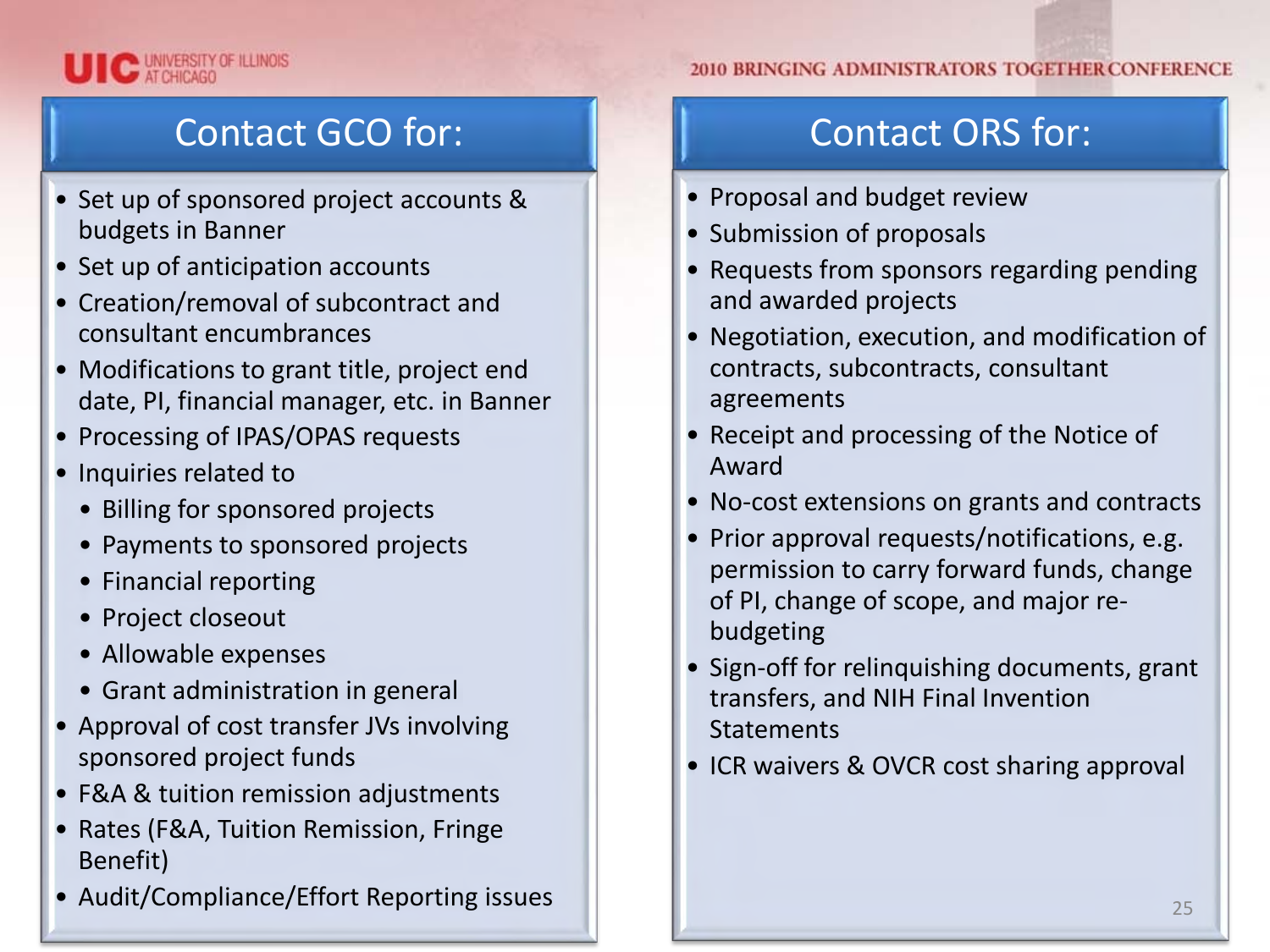## Contact GCO for:

- Set up of sponsored project accounts & budgets in Banner
- Set up of anticipation accounts
- Creation/removal of subcontract and consultant encumbrances
- Modifications to grant title, project end date, PI, financial manager, etc. in Banner
- Processing of IPAS/OPAS requests
- Inquiries related to
  - Billing for sponsored projects
  - Payments to sponsored projects
  - Financial reporting
  - Project closeout
  - Allowable expenses
  - Grant administration in general
- Approval of cost transfer JVs involving sponsored project funds
- F&A & tuition remission adjustments
- Rates (F&A, Tuition Remission, Fringe Benefit)
- Audit/Compliance/Effort Reporting issues

## Contact ORS for:

- Proposal and budget review
- Submission of proposals
- Requests from sponsors regarding pending and awarded projects
- Negotiation, execution, and modification of contracts, subcontracts, consultant agreements
- Receipt and processing of the Notice of Award
- No-cost extensions on grants and contracts
- Prior approval requests/notifications, e.g. permission to carry forward funds, change of PI, change of scope, and major re-budgeting
- Sign-off for relinquishing documents, grant transfers, and NIH Final Invention Statements
- ICR waivers & OVCR cost sharing approval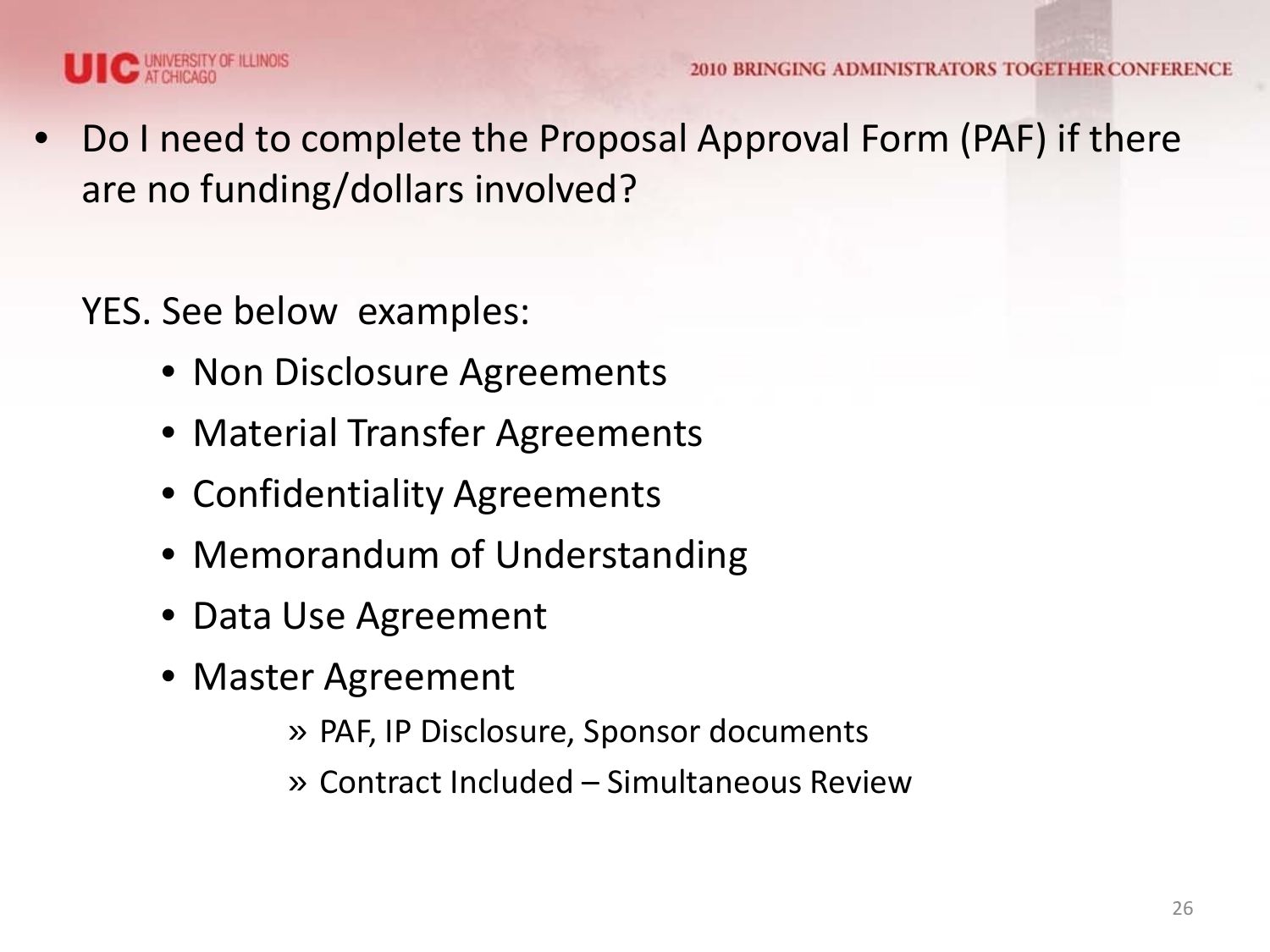- Do I need to complete the Proposal Approval Form (PAF) if there are no funding/dollars involved?

  YES. See below examples:

  - Non Disclosure Agreements
  - Material Transfer Agreements
  - Confidentiality Agreements
  - Memorandum of Understanding
  - Data Use Agreement
  - Master Agreement
    - » PAF, IP Disclosure, Sponsor documents
    - » Contract Included – Simultaneous Review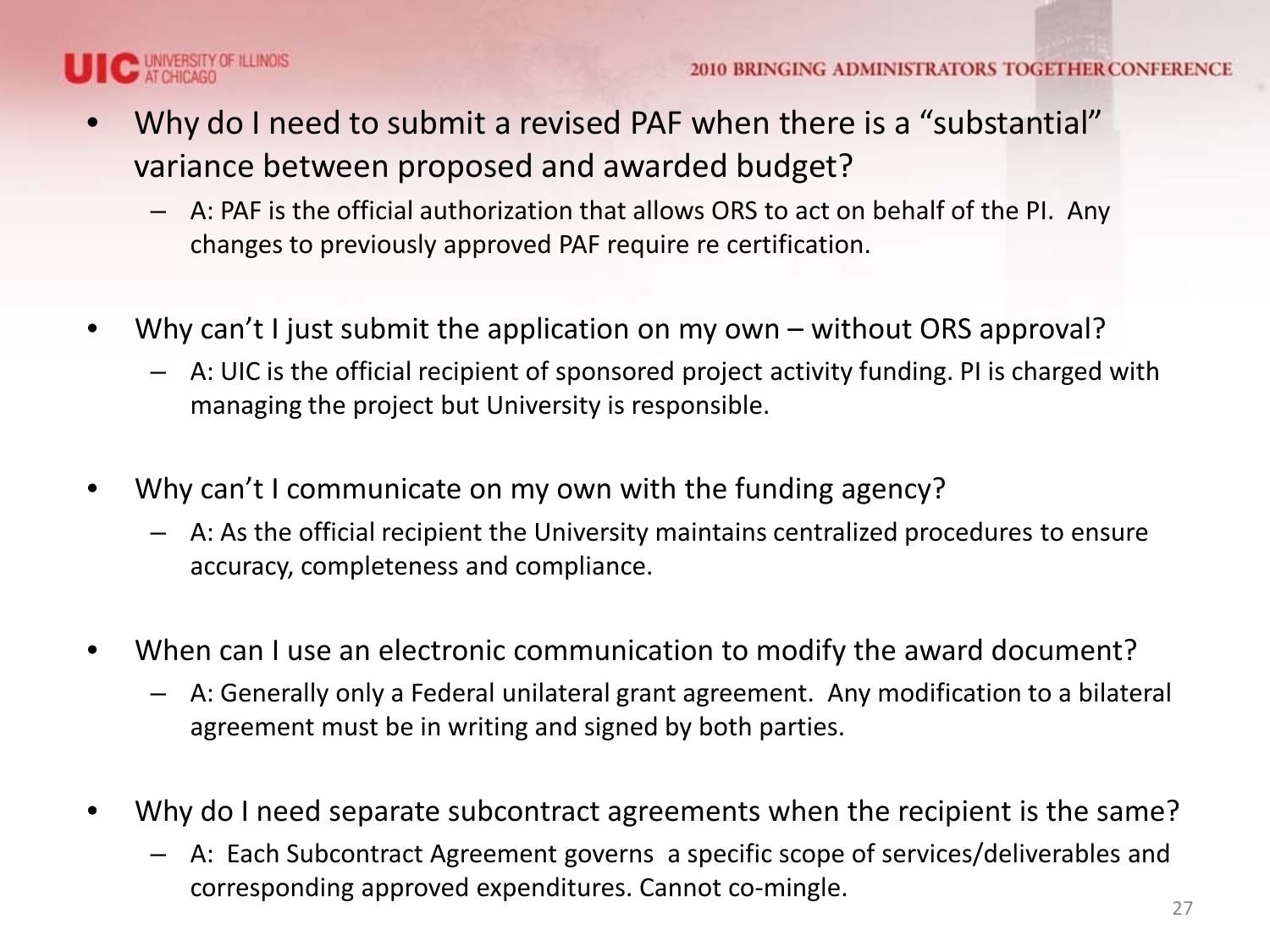- Why do I need to submit a revised PAF when there is a “substantial” variance between proposed and awarded budget?
  - A: PAF is the official authorization that allows ORS to act on behalf of the PI. Any changes to previously approved PAF require re certification.
- Why can’t I just submit the application on my own – without ORS approval?
  - A: UIC is the official recipient of sponsored project activity funding. PI is charged with managing the project but University is responsible.
- Why can’t I communicate on my own with the funding agency?
  - A: As the official recipient the University maintains centralized procedures to ensure accuracy, completeness and compliance.
- When can I use an electronic communication to modify the award document?
  - A: Generally only a Federal unilateral grant agreement. Any modification to a bilateral agreement must be in writing and signed by both parties.
- Why do I need separate subcontract agreements when the recipient is the same?
  - A: Each Subcontract Agreement governs a specific scope of services/deliverables and corresponding approved expenditures. Cannot co-mingle.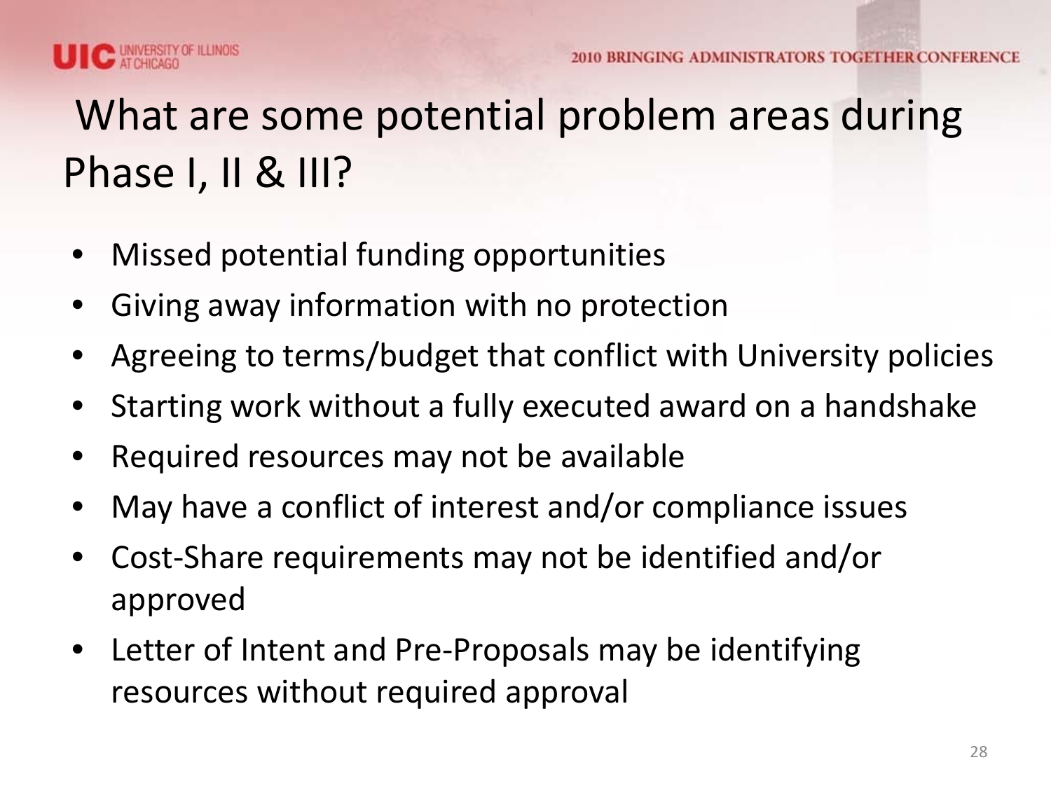# What are some potential problem areas during Phase I, II & III?

- Missed potential funding opportunities
- Giving away information with no protection
- Agreeing to terms/budget that conflict with University policies
- Starting work without a fully executed award on a handshake
- Required resources may not be available
- May have a conflict of interest and/or compliance issues
- Cost-Share requirements may not be identified and/or approved
- Letter of Intent and Pre-Proposals may be identifying resources without required approval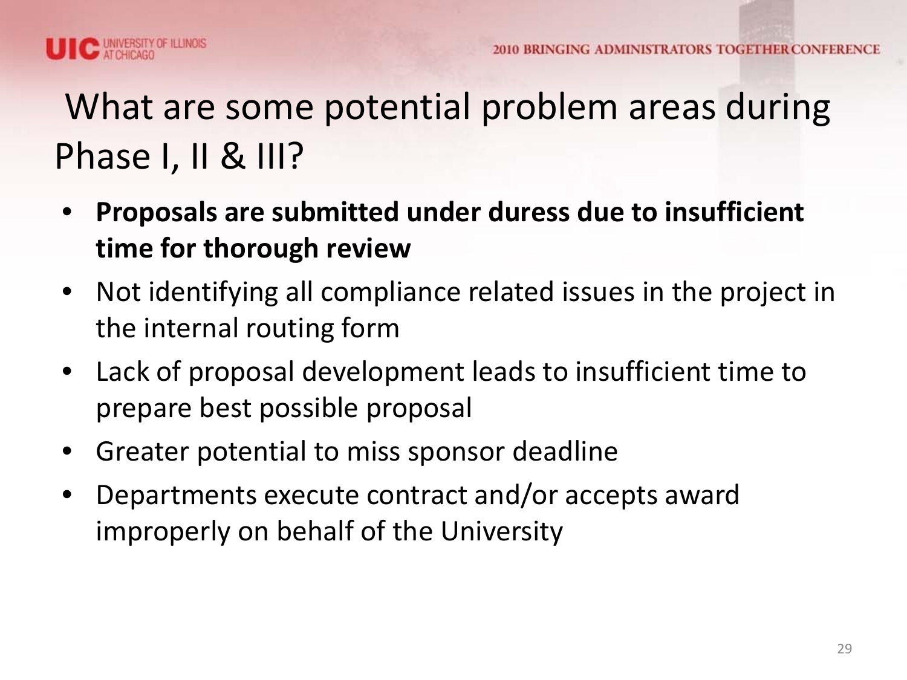# What are some potential problem areas during Phase I, II & III?

- **Proposals are submitted under duress due to insufficient time for thorough review**
- Not identifying all compliance related issues in the project in the internal routing form
- Lack of proposal development leads to insufficient time to prepare best possible proposal
- Greater potential to miss sponsor deadline
- Departments execute contract and/or accepts award improperly on behalf of the University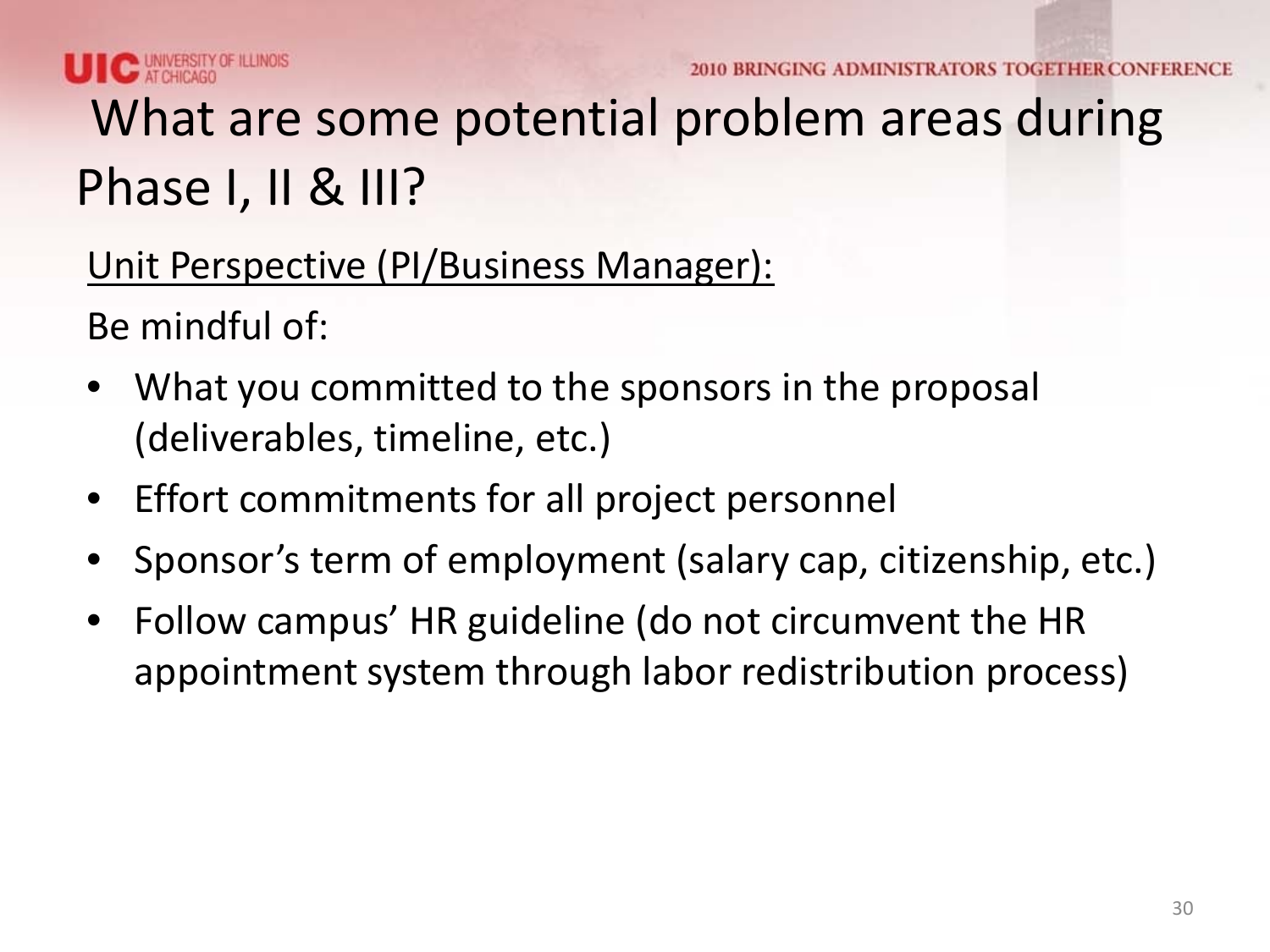# What are some potential problem areas during Phase I, II & III?

Unit Perspective (PI/Business Manager):

Be mindful of:

- What you committed to the sponsors in the proposal (deliverables, timeline, etc.)
- Effort commitments for all project personnel
- Sponsor's term of employment (salary cap, citizenship, etc.)
- Follow campus' HR guideline (do not circumvent the HR appointment system through labor redistribution process)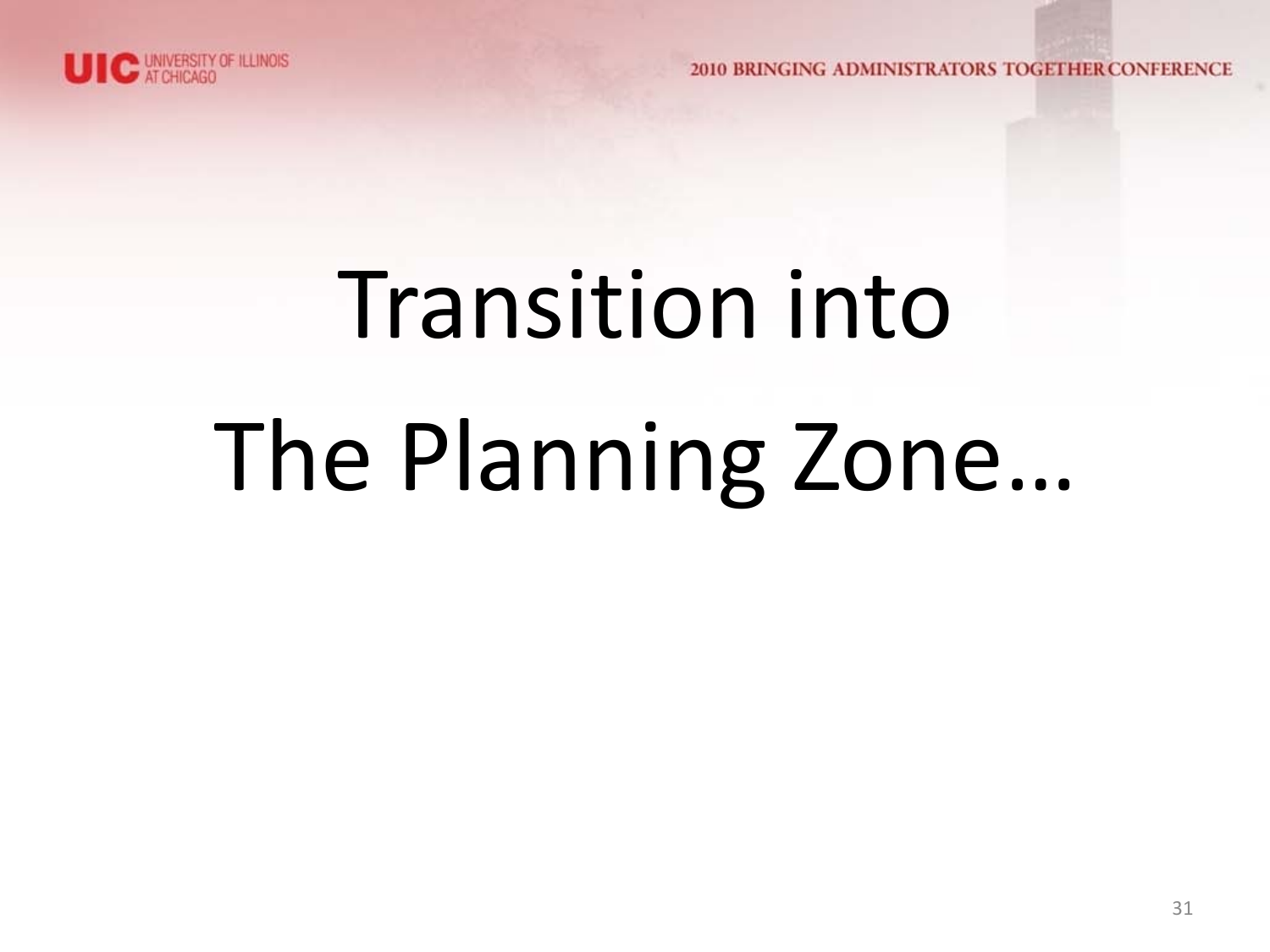# Transition into The Planning Zone…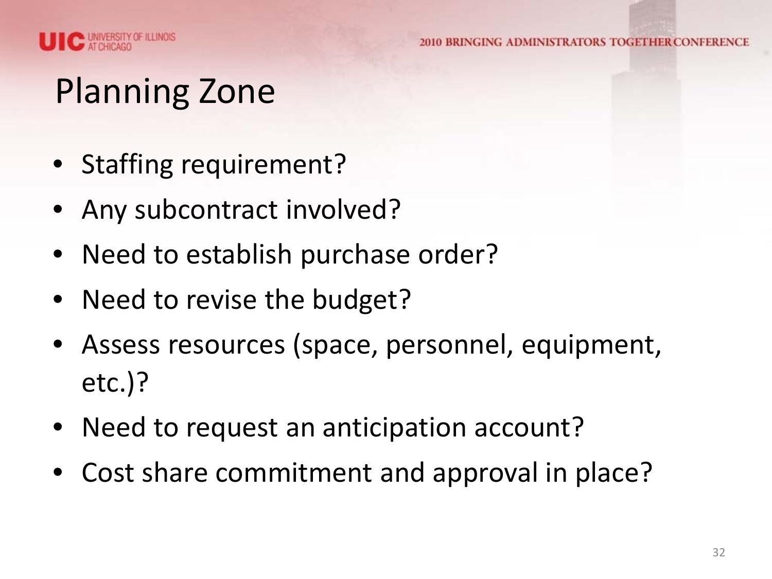# Planning Zone

- Staffing requirement?
- Any subcontract involved?
- Need to establish purchase order?
- Need to revise the budget?
- Assess resources (space, personnel, equipment, etc.)?
- Need to request an anticipation account?
- Cost share commitment and approval in place?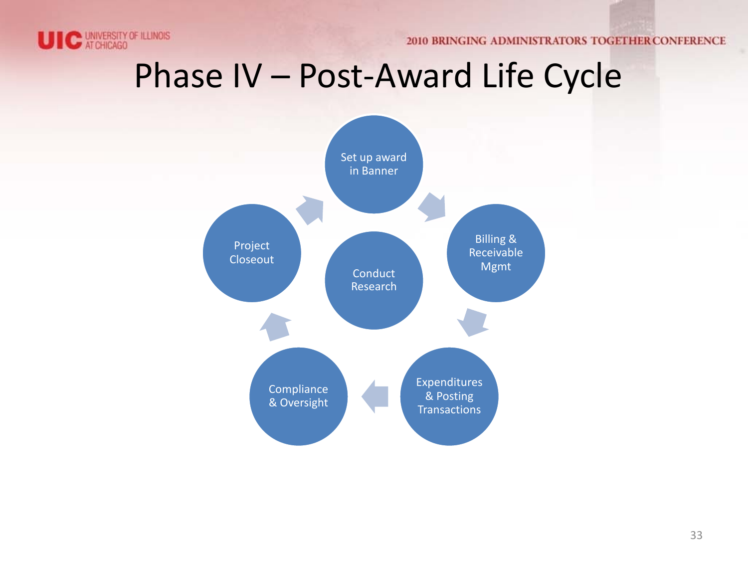# Phase IV – Post-Award Life Cycle

- Set up award in Banner
- Billing & Receivable Mgmt
- Expenditures & Posting Transactions
- Compliance & Oversight
- Project Closeout

Conduct Research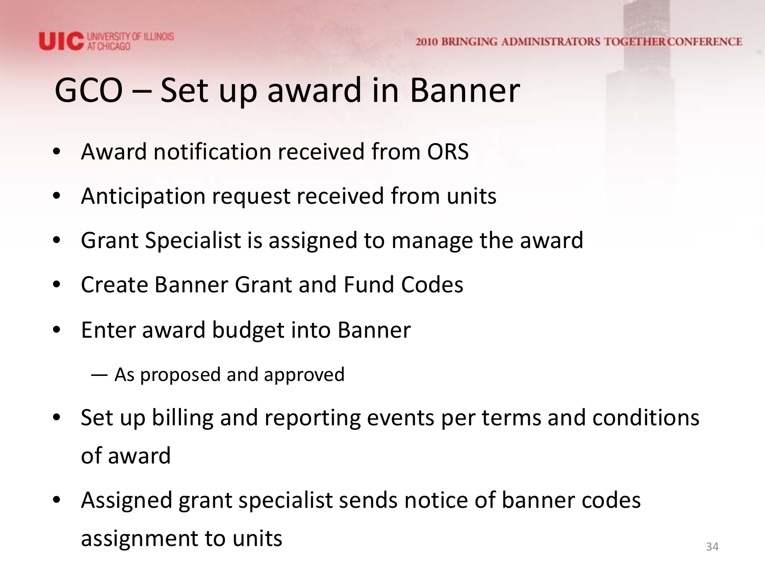# GCO – Set up award in Banner

- Award notification received from ORS
- Anticipation request received from units
- Grant Specialist is assigned to manage the award
- Create Banner Grant and Fund Codes
- Enter award budget into Banner
  - As proposed and approved
- Set up billing and reporting events per terms and conditions of award
- Assigned grant specialist sends notice of banner codes assignment to units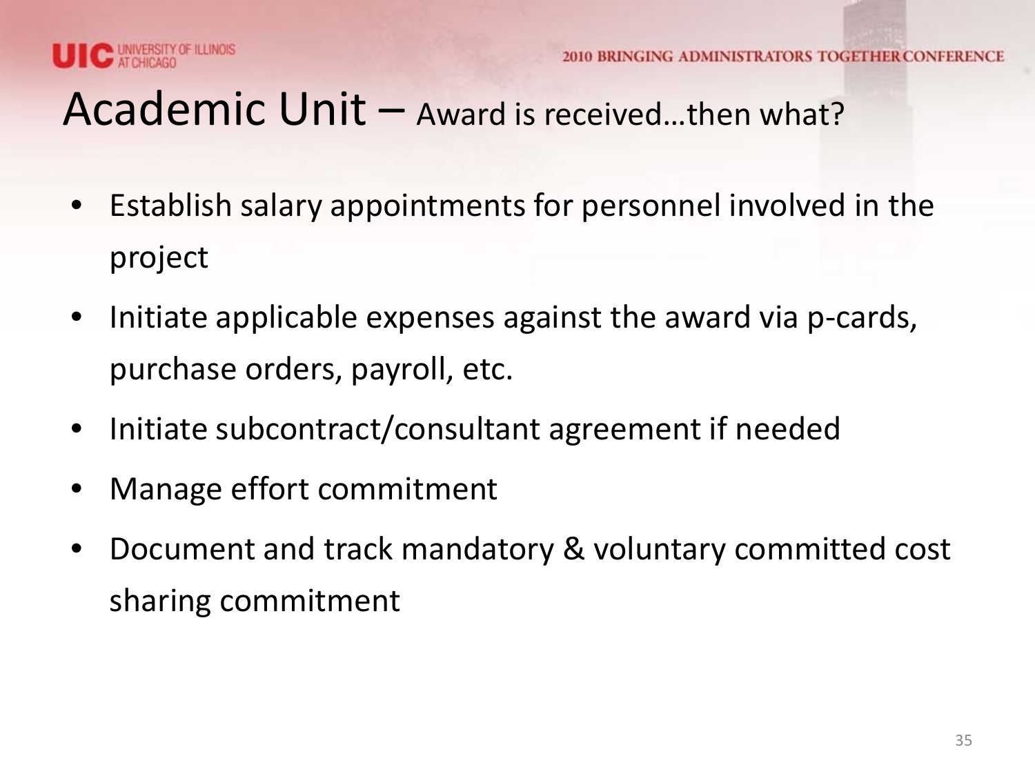# Academic Unit – Award is received…then what?

- Establish salary appointments for personnel involved in the project
- Initiate applicable expenses against the award via p-cards, purchase orders, payroll, etc.
- Initiate subcontract/consultant agreement if needed
- Manage effort commitment
- Document and track mandatory & voluntary committed cost sharing commitment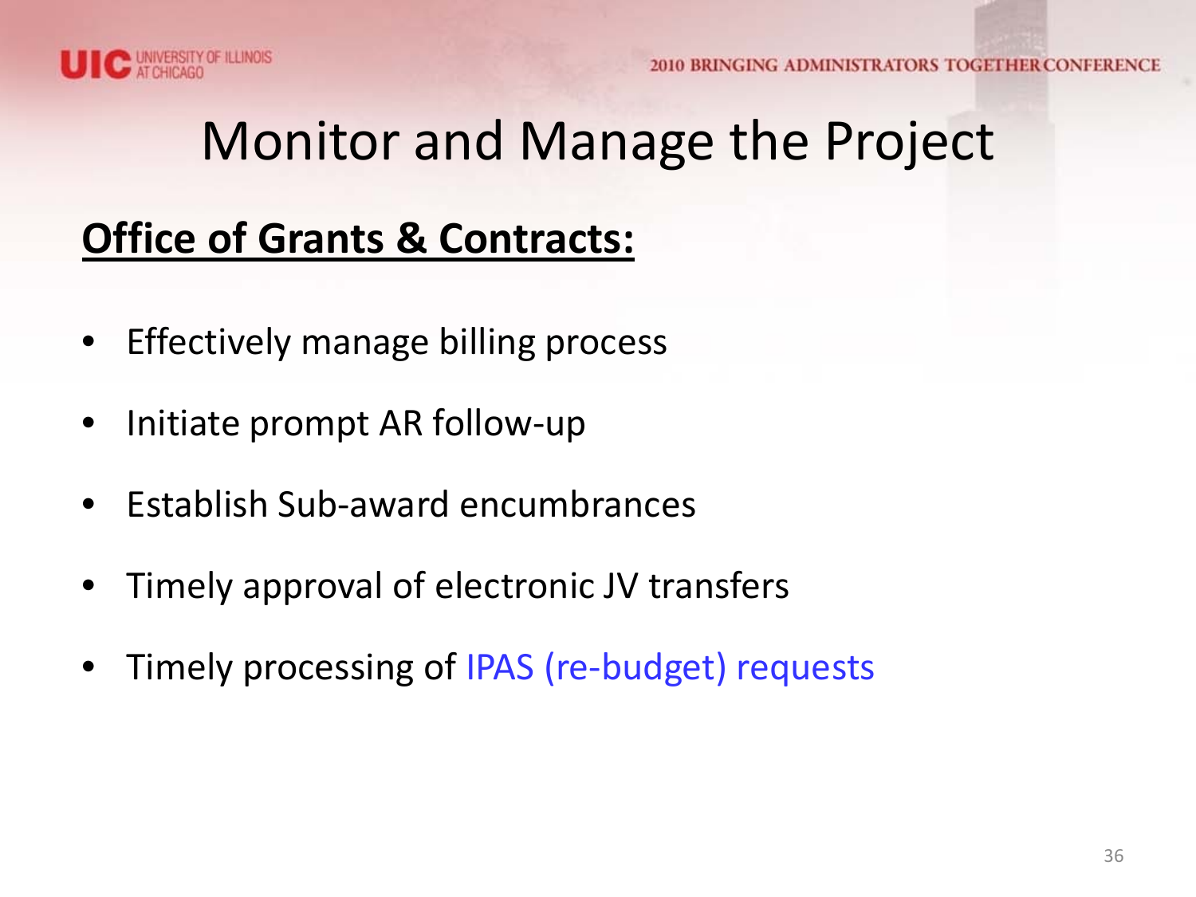# Monitor and Manage the Project

**Office of Grants & Contracts:**

- Effectively manage billing process
- Initiate prompt AR follow-up
- Establish Sub-award encumbrances
- Timely approval of electronic JV transfers
- Timely processing of IPAS (re-budget) requests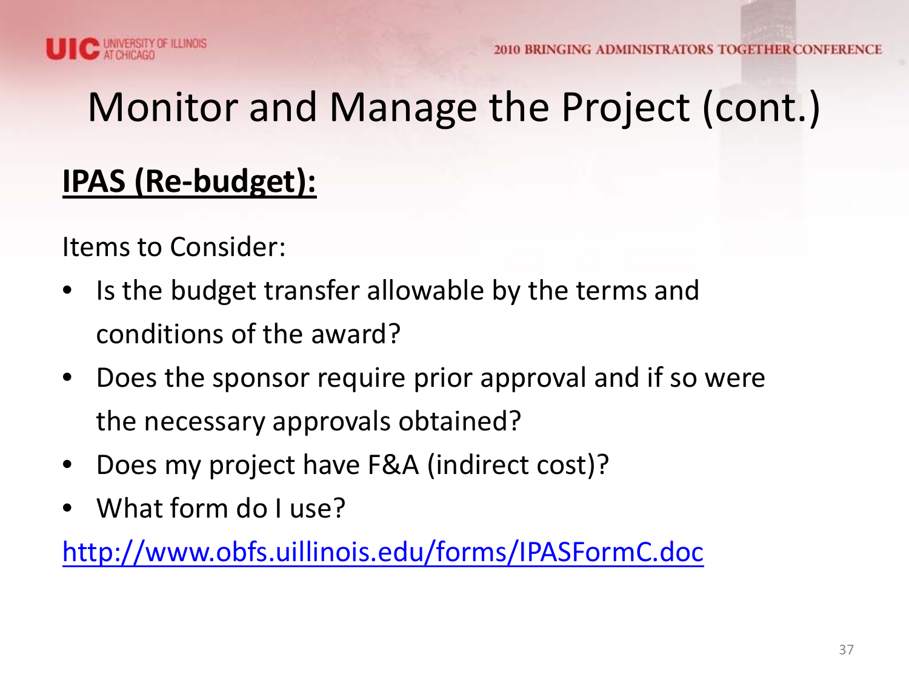# Monitor and Manage the Project (cont.)

## IPAS (Re-budget):

Items to Consider:

- Is the budget transfer allowable by the terms and conditions of the award?
- Does the sponsor require prior approval and if so were the necessary approvals obtained?
- Does my project have F&A (indirect cost)?
- What form do I use?

http://www.obfs.uillinois.edu/forms/IPASFormC.doc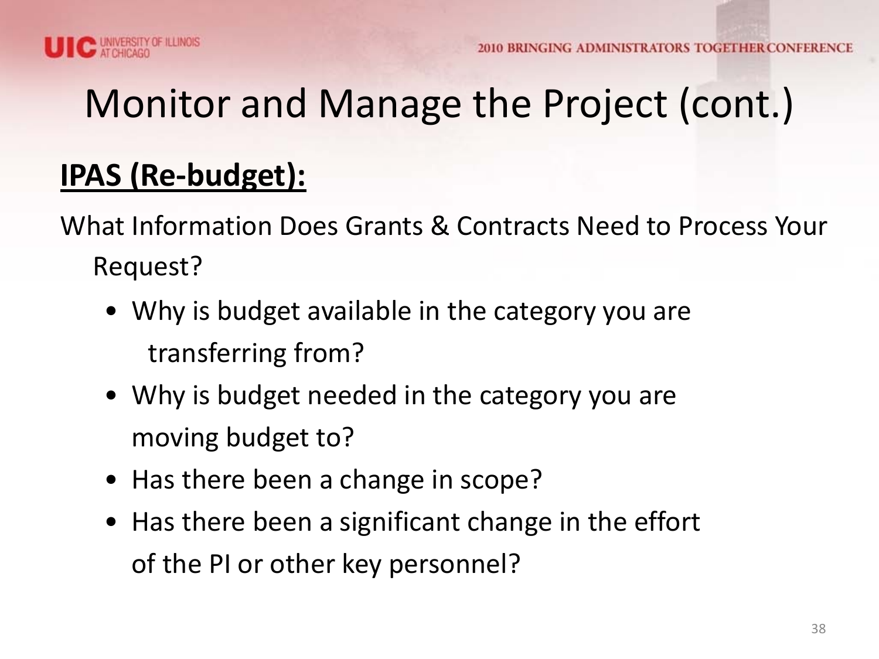# Monitor and Manage the Project (cont.)

**IPAS (Re-budget):**

What Information Does Grants & Contracts Need to Process Your Request?

- Why is budget available in the category you are transferring from?
- Why is budget needed in the category you are moving budget to?
- Has there been a change in scope?
- Has there been a significant change in the effort of the PI or other key personnel?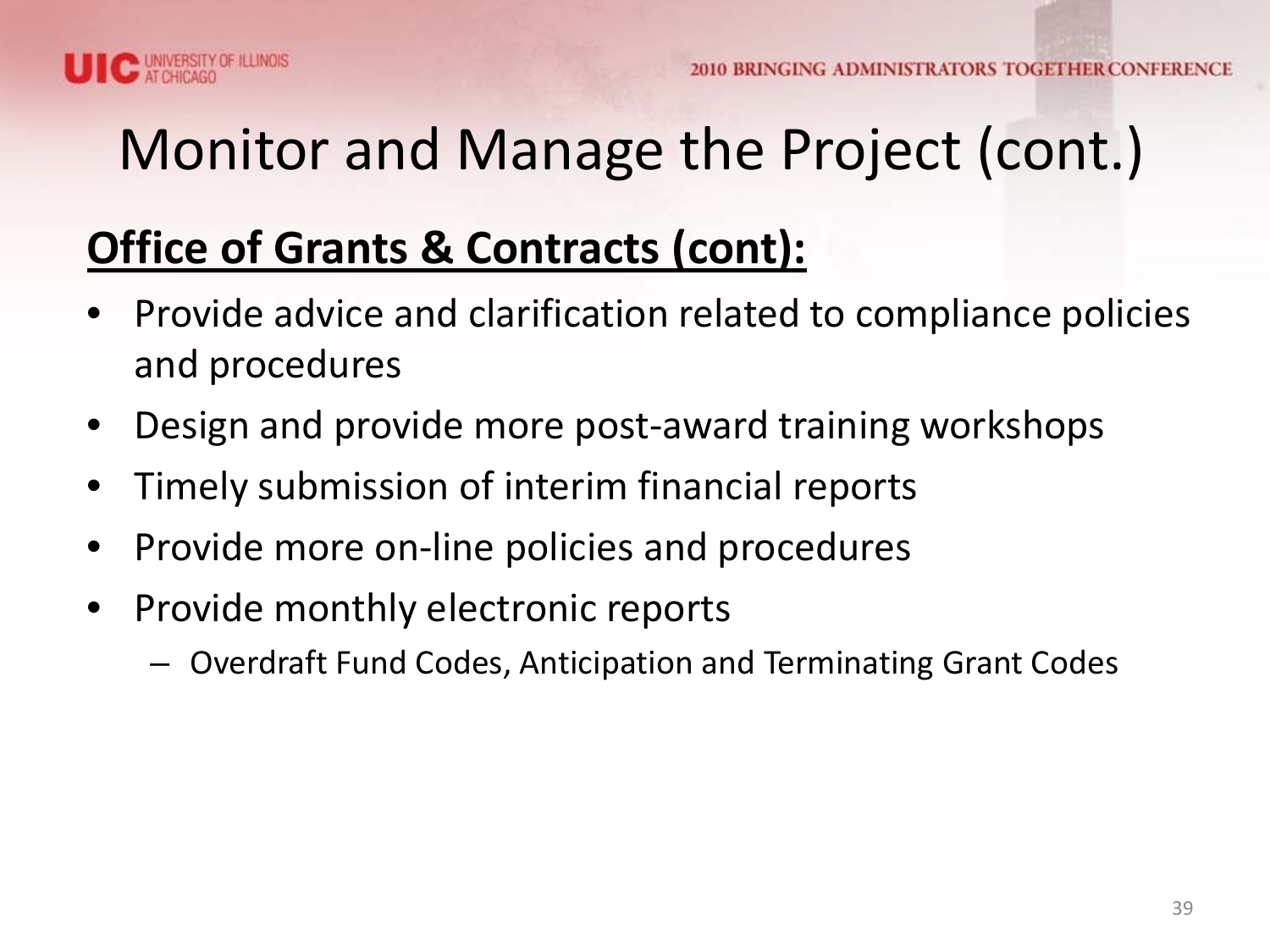# Monitor and Manage the Project (cont.)

**Office of Grants & Contracts (cont):**

- Provide advice and clarification related to compliance policies and procedures
- Design and provide more post-award training workshops
- Timely submission of interim financial reports
- Provide more on-line policies and procedures
- Provide monthly electronic reports
  - Overdraft Fund Codes, Anticipation and Terminating Grant Codes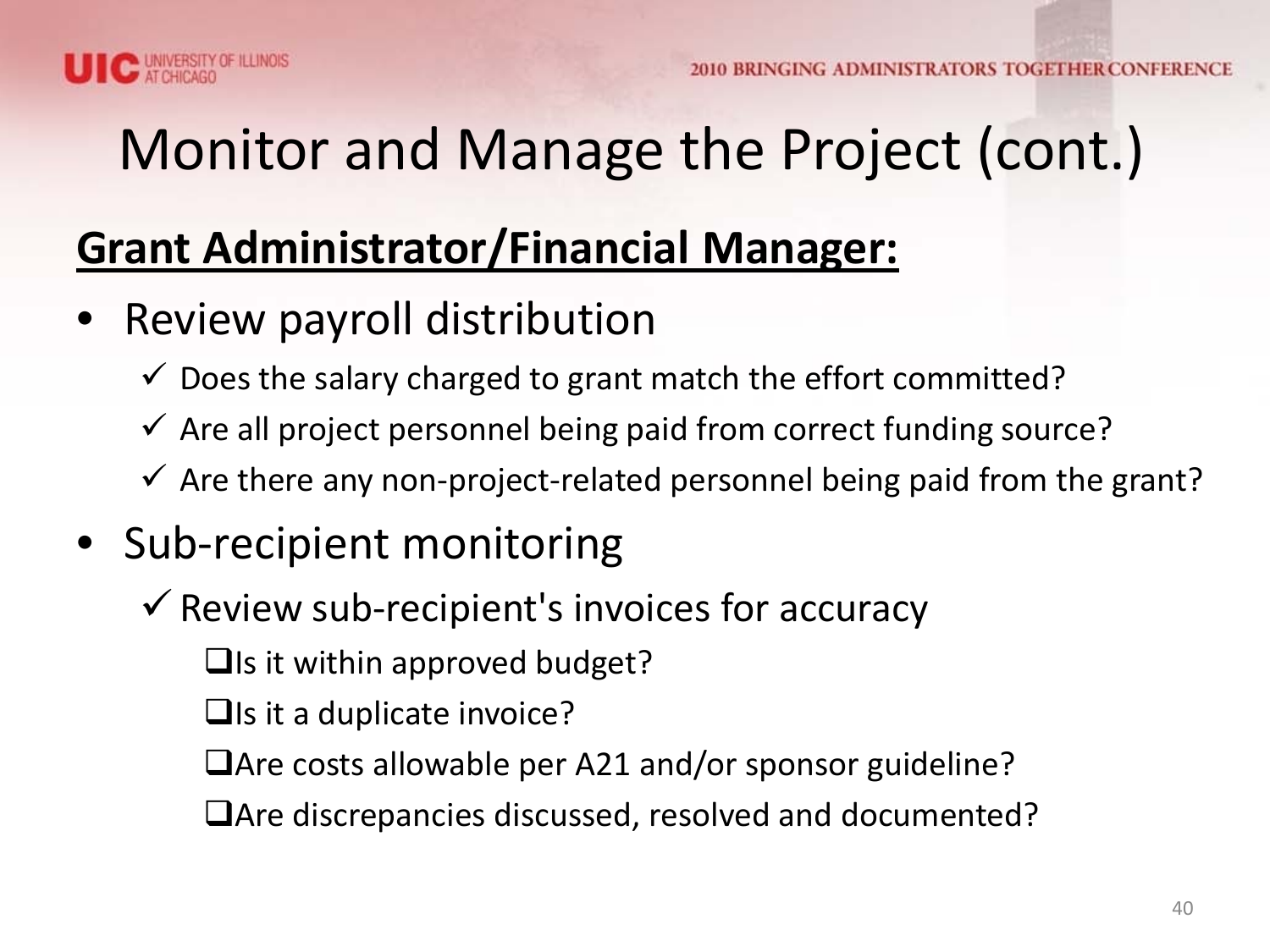# Monitor and Manage the Project (cont.)

**Grant Administrator/Financial Manager:**

- Review payroll distribution
  - ✓ Does the salary charged to grant match the effort committed?
  - ✓ Are all project personnel being paid from correct funding source?
  - ✓ Are there any non-project-related personnel being paid from the grant?
- Sub-recipient monitoring
  - ✓ Review sub-recipient's invoices for accuracy
    - ❑ Is it within approved budget?
    - ❑ Is it a duplicate invoice?
    - ❑ Are costs allowable per A21 and/or sponsor guideline?
    - ❑ Are discrepancies discussed, resolved and documented?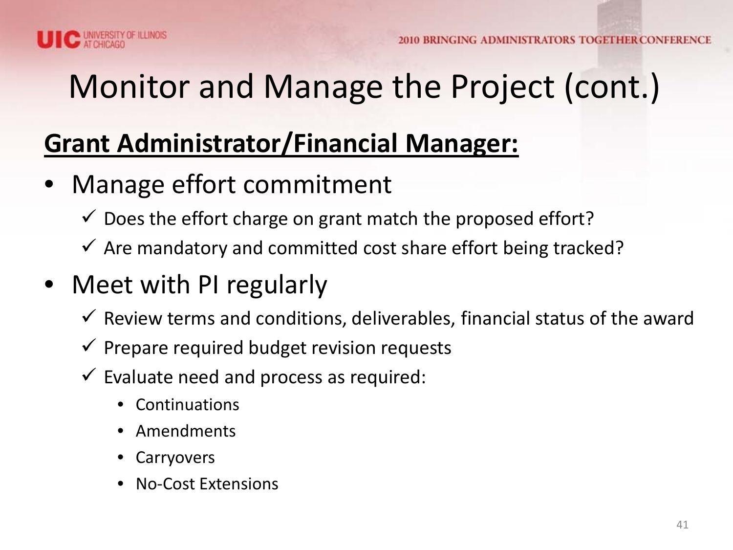# Monitor and Manage the Project (cont.)

**Grant Administrator/Financial Manager:**

- Manage effort commitment
  - ✓ Does the effort charge on grant match the proposed effort?
  - ✓ Are mandatory and committed cost share effort being tracked?
- Meet with PI regularly
  - ✓ Review terms and conditions, deliverables, financial status of the award
  - ✓ Prepare required budget revision requests
  - ✓ Evaluate need and process as required:
    - Continuations
    - Amendments
    - Carryovers
    - No-Cost Extensions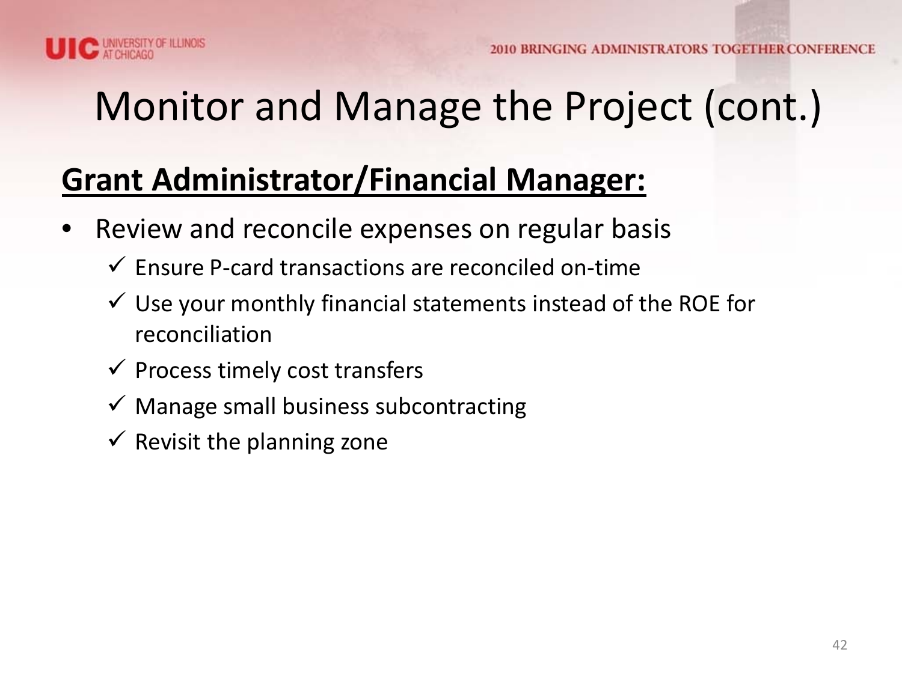# Monitor and Manage the Project (cont.)

## **Grant Administrator/Financial Manager:**

- Review and reconcile expenses on regular basis
  - ✓ Ensure P-card transactions are reconciled on-time
  - ✓ Use your monthly financial statements instead of the ROE for reconciliation
  - ✓ Process timely cost transfers
  - ✓ Manage small business subcontracting
  - ✓ Revisit the planning zone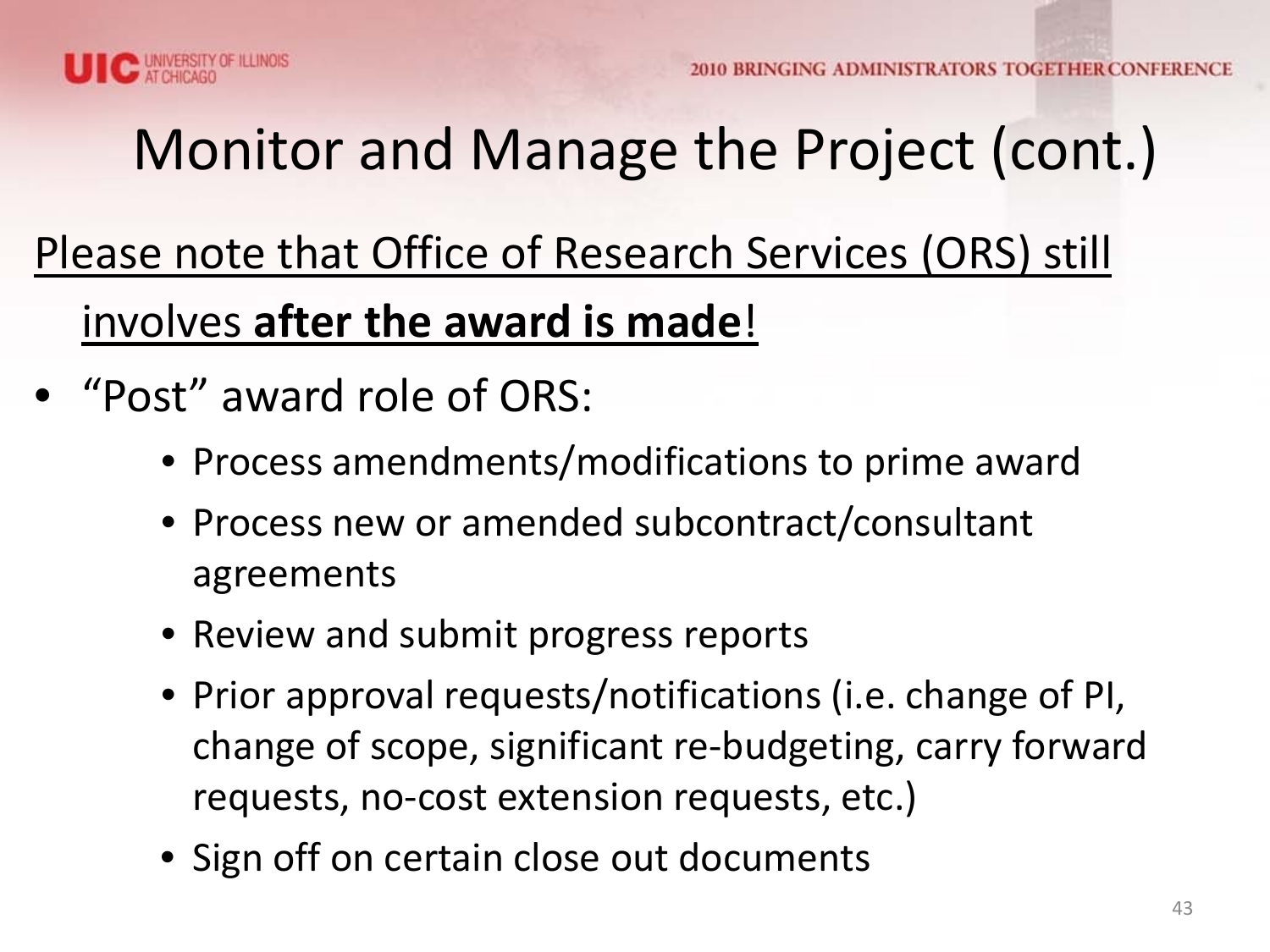# Monitor and Manage the Project (cont.)

<u>Please note that Office of Research Services (ORS) still involves **after the award is made**!</u>

- "Post" award role of ORS:
  - Process amendments/modifications to prime award
  - Process new or amended subcontract/consultant agreements
  - Review and submit progress reports
  - Prior approval requests/notifications (i.e. change of PI, change of scope, significant re-budgeting, carry forward requests, no-cost extension requests, etc.)
  - Sign off on certain close out documents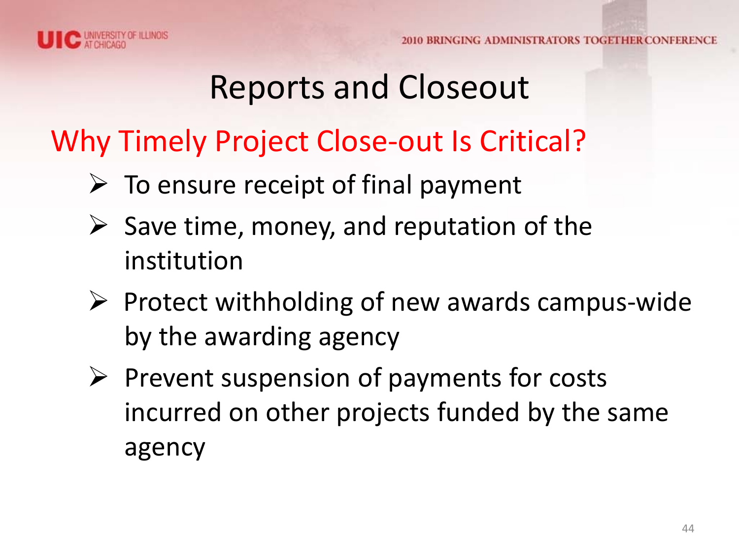# Reports and Closeout

## Why Timely Project Close-out Is Critical?

- To ensure receipt of final payment
- Save time, money, and reputation of the institution
- Protect withholding of new awards campus-wide by the awarding agency
- Prevent suspension of payments for costs incurred on other projects funded by the same agency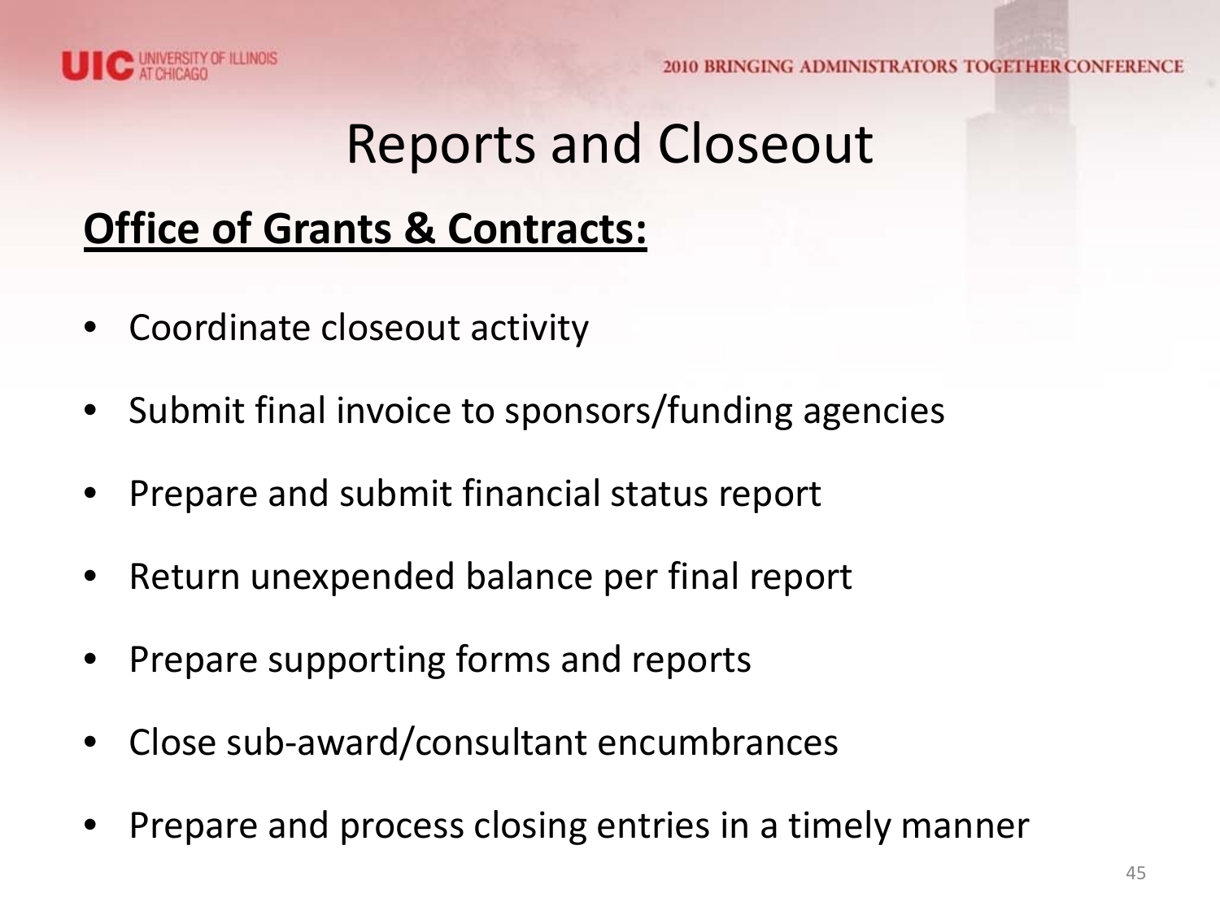# Reports and Closeout

**Office of Grants & Contracts:**

- Coordinate closeout activity
- Submit final invoice to sponsors/funding agencies
- Prepare and submit financial status report
- Return unexpended balance per final report
- Prepare supporting forms and reports
- Close sub-award/consultant encumbrances
- Prepare and process closing entries in a timely manner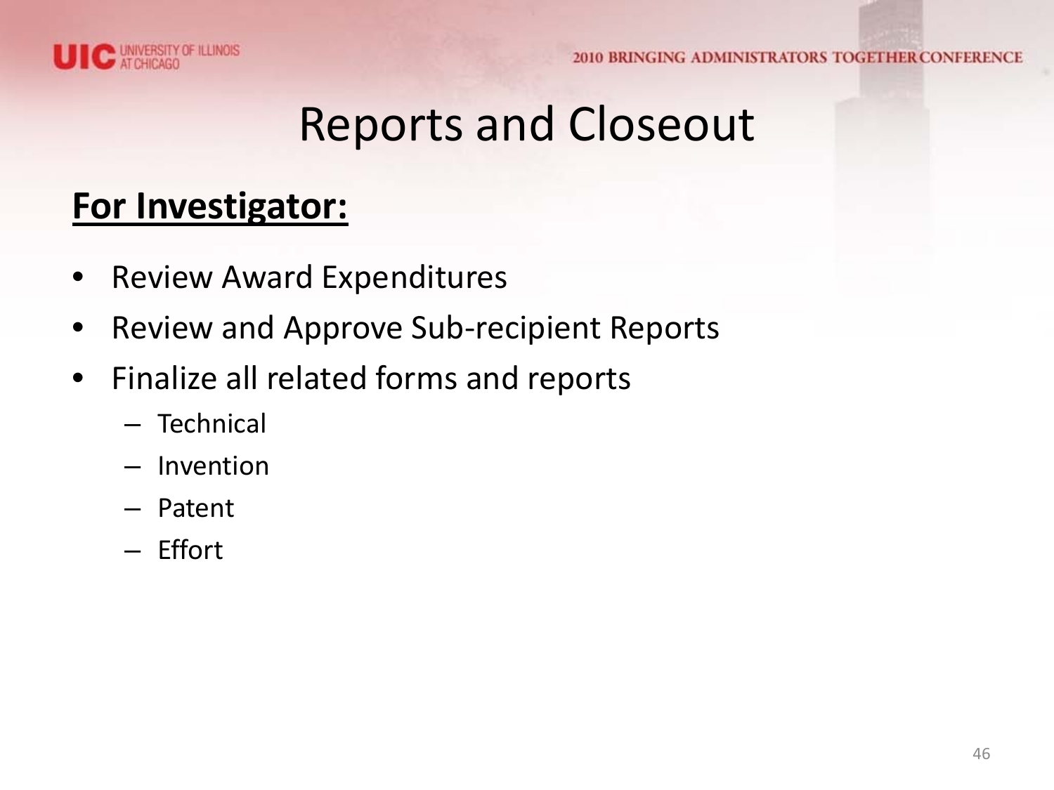# Reports and Closeout

**For Investigator:**

- Review Award Expenditures
- Review and Approve Sub-recipient Reports
- Finalize all related forms and reports
  - Technical
  - Invention
  - Patent
  - Effort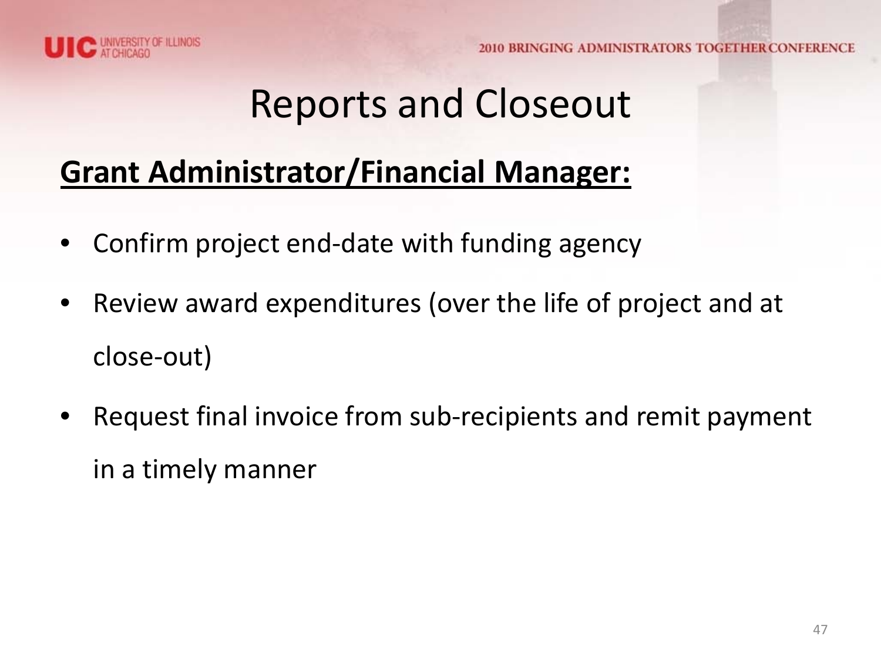# Reports and Closeout

**Grant Administrator/Financial Manager:**

- Confirm project end-date with funding agency
- Review award expenditures (over the life of project and at close-out)
- Request final invoice from sub-recipients and remit payment in a timely manner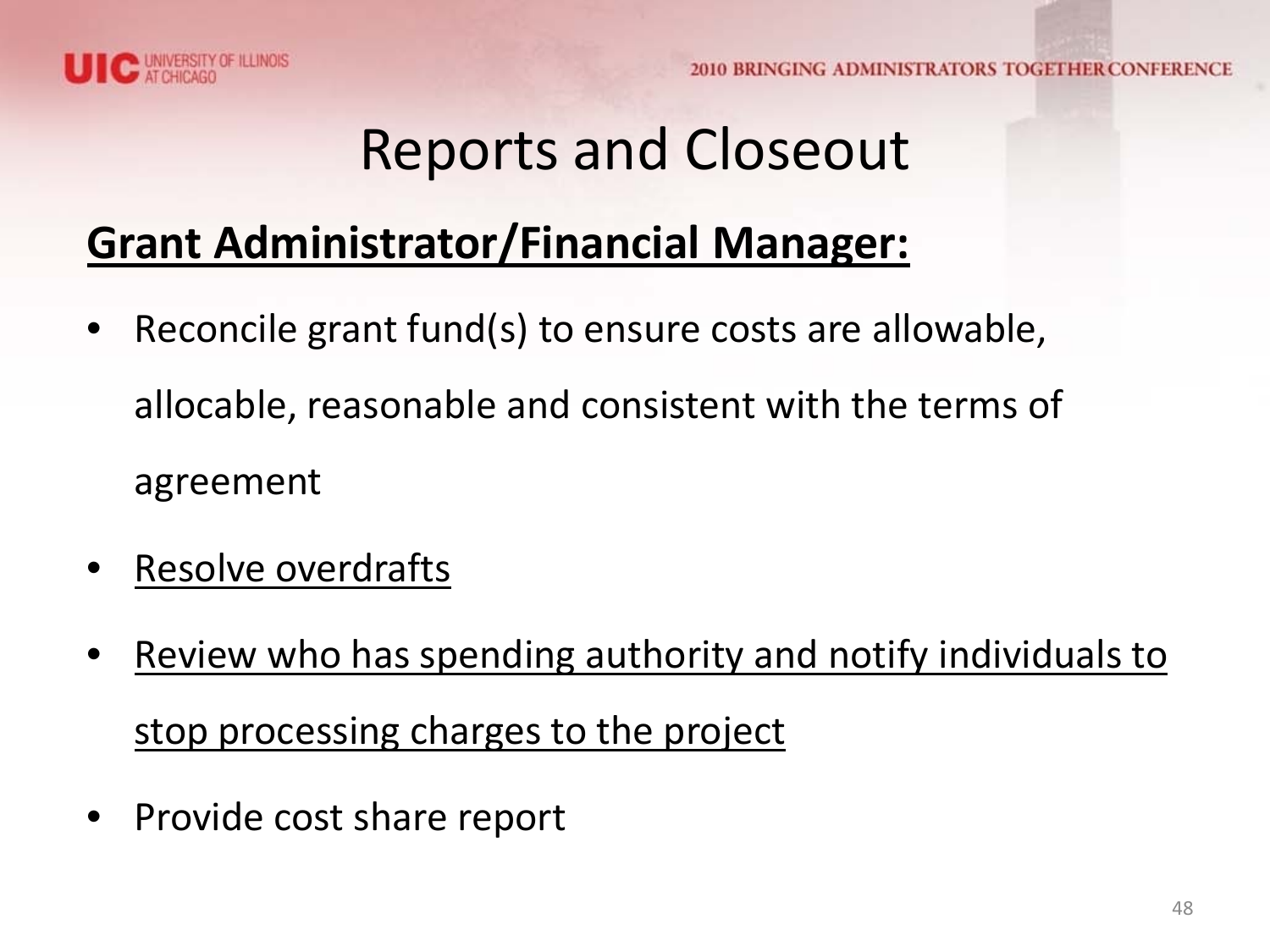# Reports and Closeout

**Grant Administrator/Financial Manager:**

- Reconcile grant fund(s) to ensure costs are allowable, allocable, reasonable and consistent with the terms of agreement
- <u>Resolve overdrafts</u>
- <u>Review who has spending authority and notify individuals to stop processing charges to the project</u>
- Provide cost share report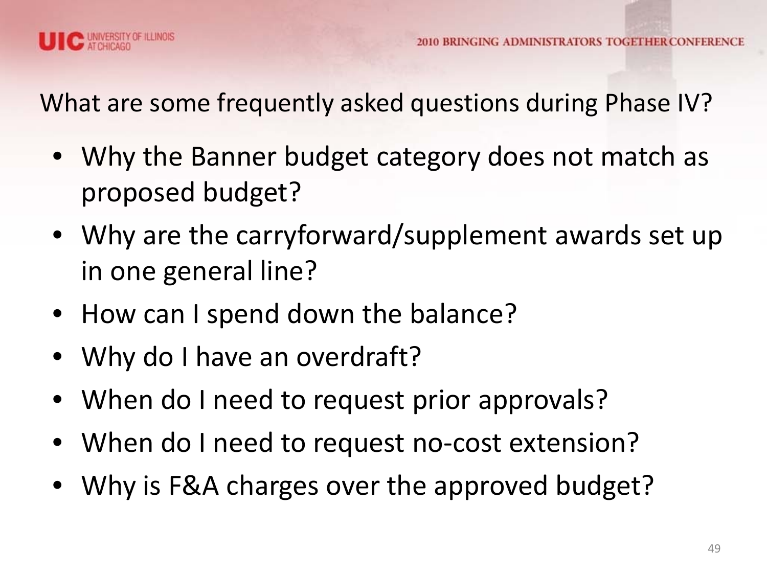## What are some frequently asked questions during Phase IV?

- Why the Banner budget category does not match as proposed budget?
- Why are the carryforward/supplement awards set up in one general line?
- How can I spend down the balance?
- Why do I have an overdraft?
- When do I need to request prior approvals?
- When do I need to request no-cost extension?
- Why is F&A charges over the approved budget?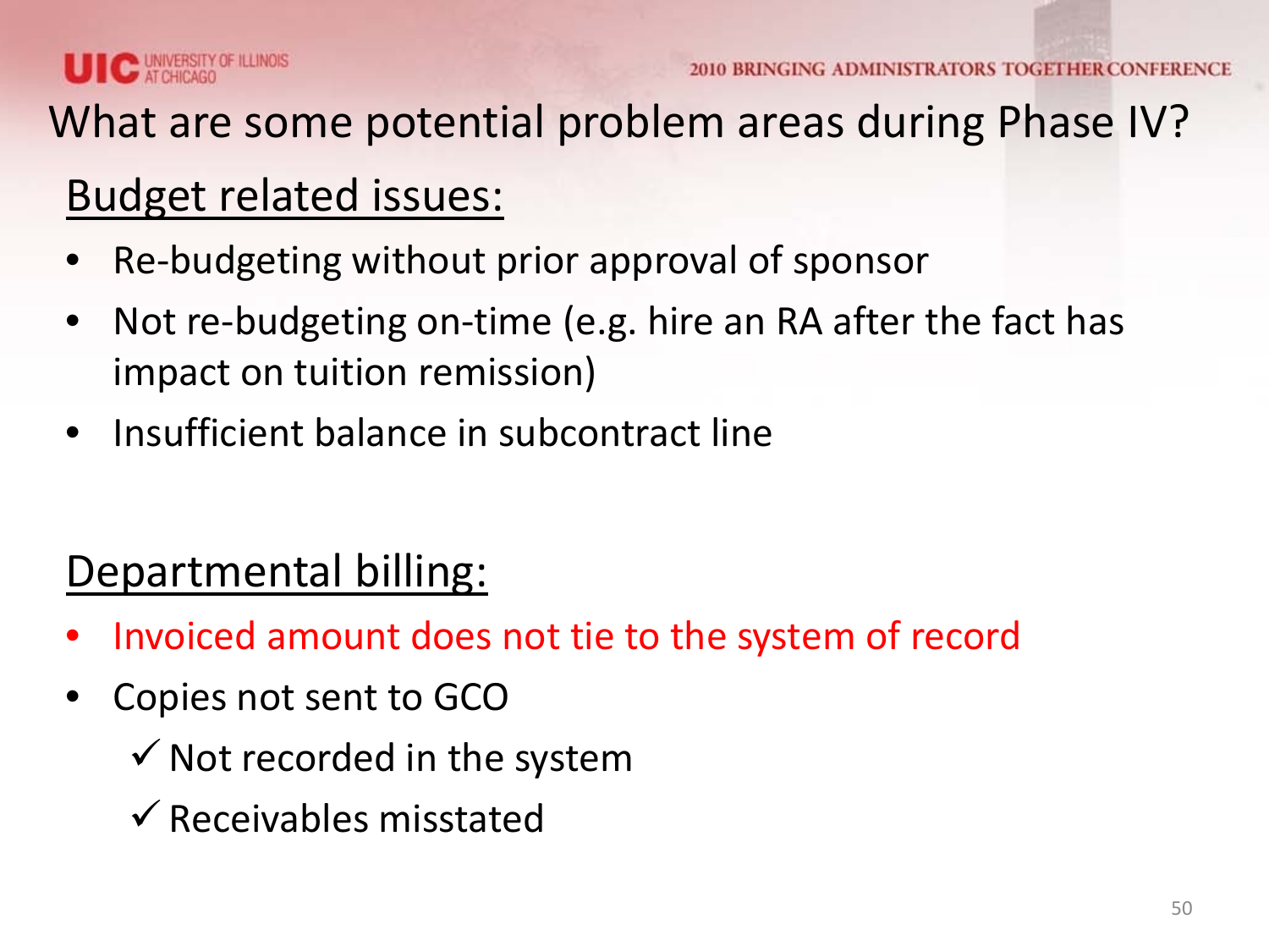# What are some potential problem areas during Phase IV?

## Budget related issues:

- Re-budgeting without prior approval of sponsor
- Not re-budgeting on-time (e.g. hire an RA after the fact has impact on tuition remission)
- Insufficient balance in subcontract line

## Departmental billing:

- Invoiced amount does not tie to the system of record
- Copies not sent to GCO
  - ✓ Not recorded in the system
  - ✓ Receivables misstated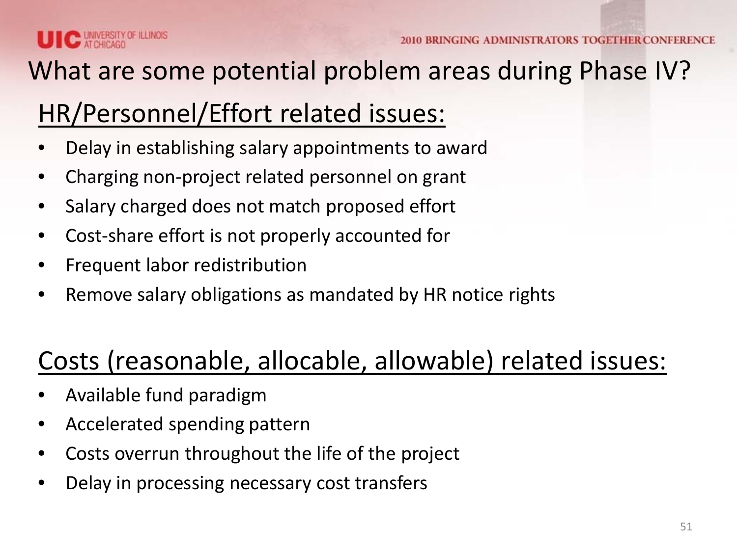# What are some potential problem areas during Phase IV?

## HR/Personnel/Effort related issues:

- Delay in establishing salary appointments to award
- Charging non-project related personnel on grant
- Salary charged does not match proposed effort
- Cost-share effort is not properly accounted for
- Frequent labor redistribution
- Remove salary obligations as mandated by HR notice rights

## Costs (reasonable, allocable, allowable) related issues:

- Available fund paradigm
- Accelerated spending pattern
- Costs overrun throughout the life of the project
- Delay in processing necessary cost transfers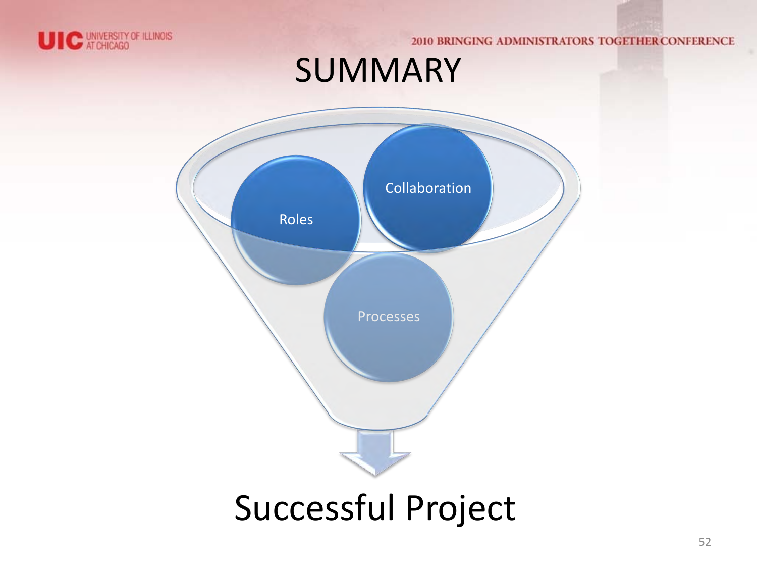# SUMMARY

- Roles
- Collaboration
- Processes

Successful Project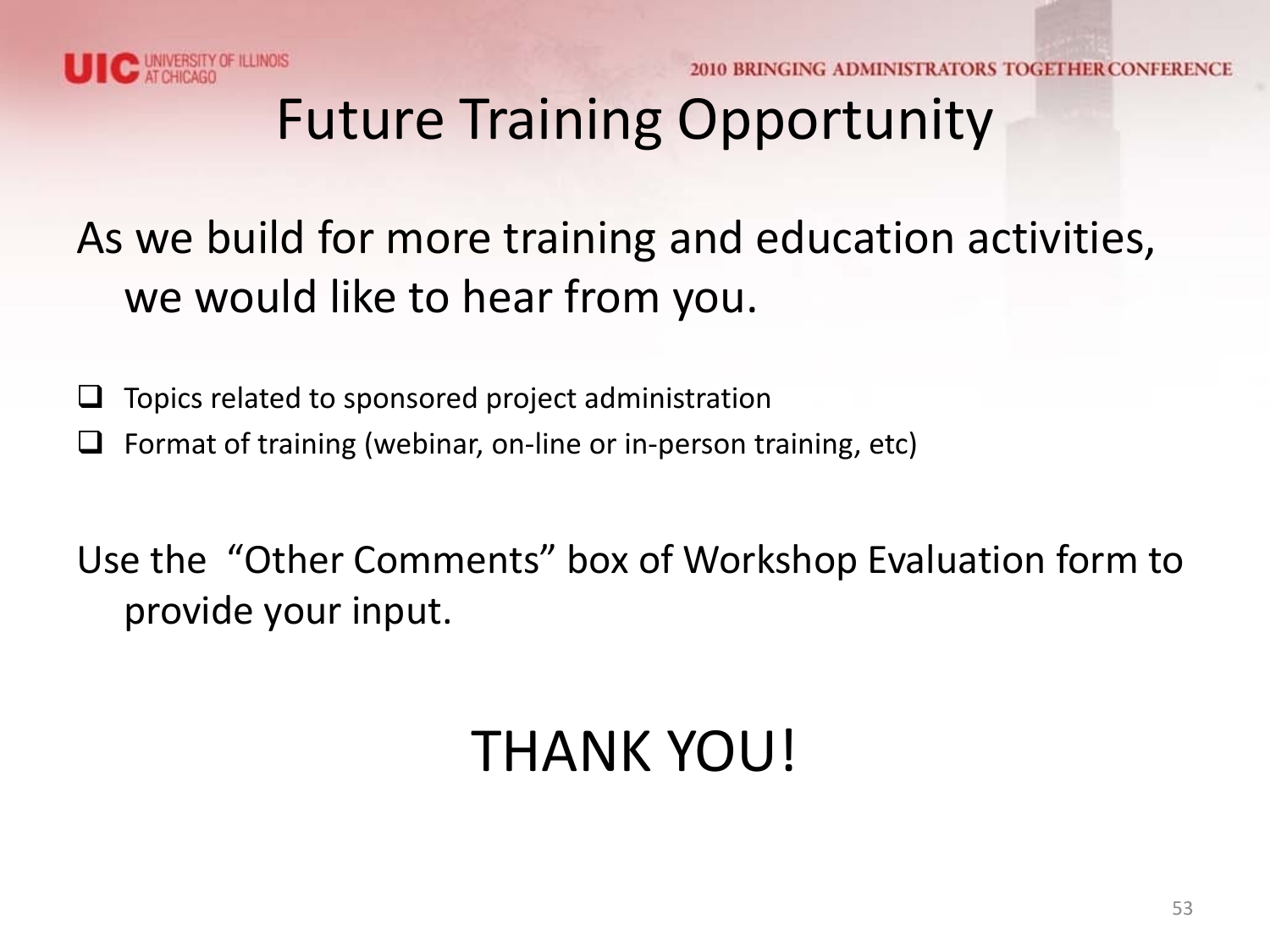# Future Training Opportunity

As we build for more training and education activities, we would like to hear from you.

- Topics related to sponsored project administration
- Format of training (webinar, on-line or in-person training, etc)

Use the "Other Comments" box of Workshop Evaluation form to provide your input.

THANK YOU!